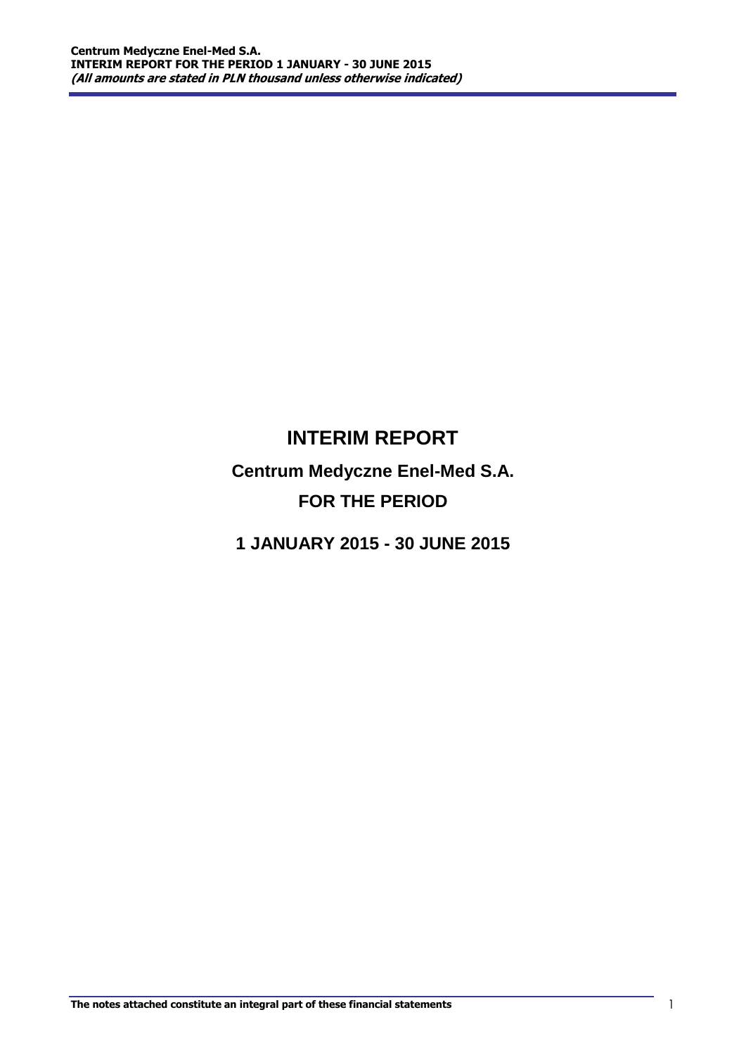# INTERIM REPORT

## Centrum Medyczne Enel-Med S.A.

## FOR THE PERIOD

## 1 JANUARY 2015 - 30 JUNE 2015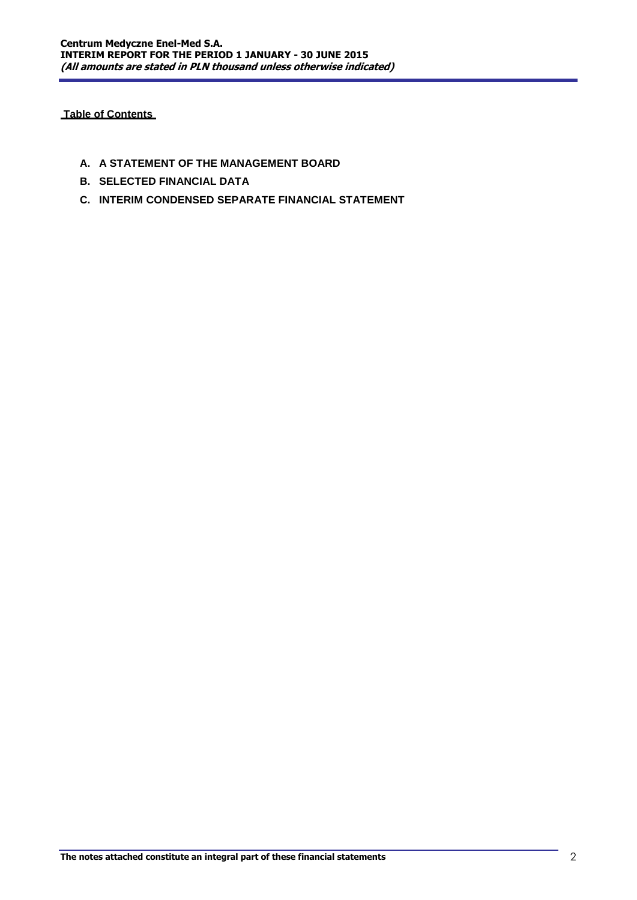**Table of Contents**

- **A. A STATEMENT OF THE MANAGEMENT BOARD**
- **B. SELECTED FINANCIAL DATA**
- **C. INTERIM CONDENSED SEPARATE FINANCIAL STATEMENT**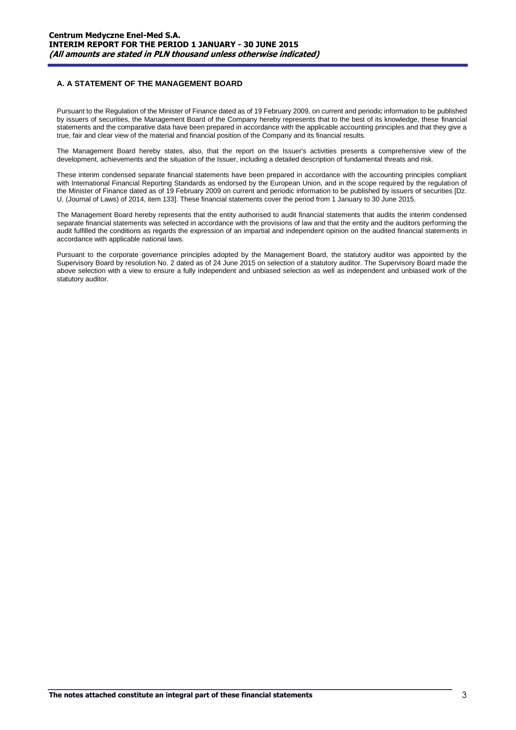## A. A STATEMENT OF THE MANAGEMENT BOARD

Pursuant to the Regulation of the Minister of Finance dated as of 19 February 2009, on current and periodic information to be published by issuers of securities, the Management Board of the Company hereby represents that to the best of its knowledge, these financial statements and the comparative data have been prepared in accordance with the applicable accounting principles and that they give a true, fair and clear view of the material and financial position of the Company and its financial results.

The Management Board hereby states, also, that the report on the Issuer's activities presents a comprehensive view of the development, achievements and the situation of the Issuer, including a detailed description of fundamental threats and risk.

These interim condensed separate financial statements have been prepared in accordance with the accounting principles compliant with International Financial Reporting Standards as endorsed by the European Union, and in the scope required by the regulation of the Minister of Finance dated as of 19 February 2009 on current and periodic information to be published by issuers of securities [Dz. U. (Journal of Laws) of 2014, item 133]. These financial statements cover the period from 1 January to 30 June 2015.

The Management Board hereby represents that the entity authorised to audit financial statements that audits the interim condensed separate financial statements was selected in accordance with the provisions of law and that the entity and the auditors performing the audit fulfilled the conditions as regards the expression of an impartial and independent opinion on the audited financial statements in accordance with applicable national laws.

Pursuant to the corporate governance principles adopted by the Management Board, the statutory auditor was appointed by the Supervisory Board by resolution No. 2 dated as of 24 June 2015 on selection of a statutory auditor. The Supervisory Board made the above selection with a view to ensure a fully independent and unbiased selection as well as independent and unbiased work of the statutory auditor.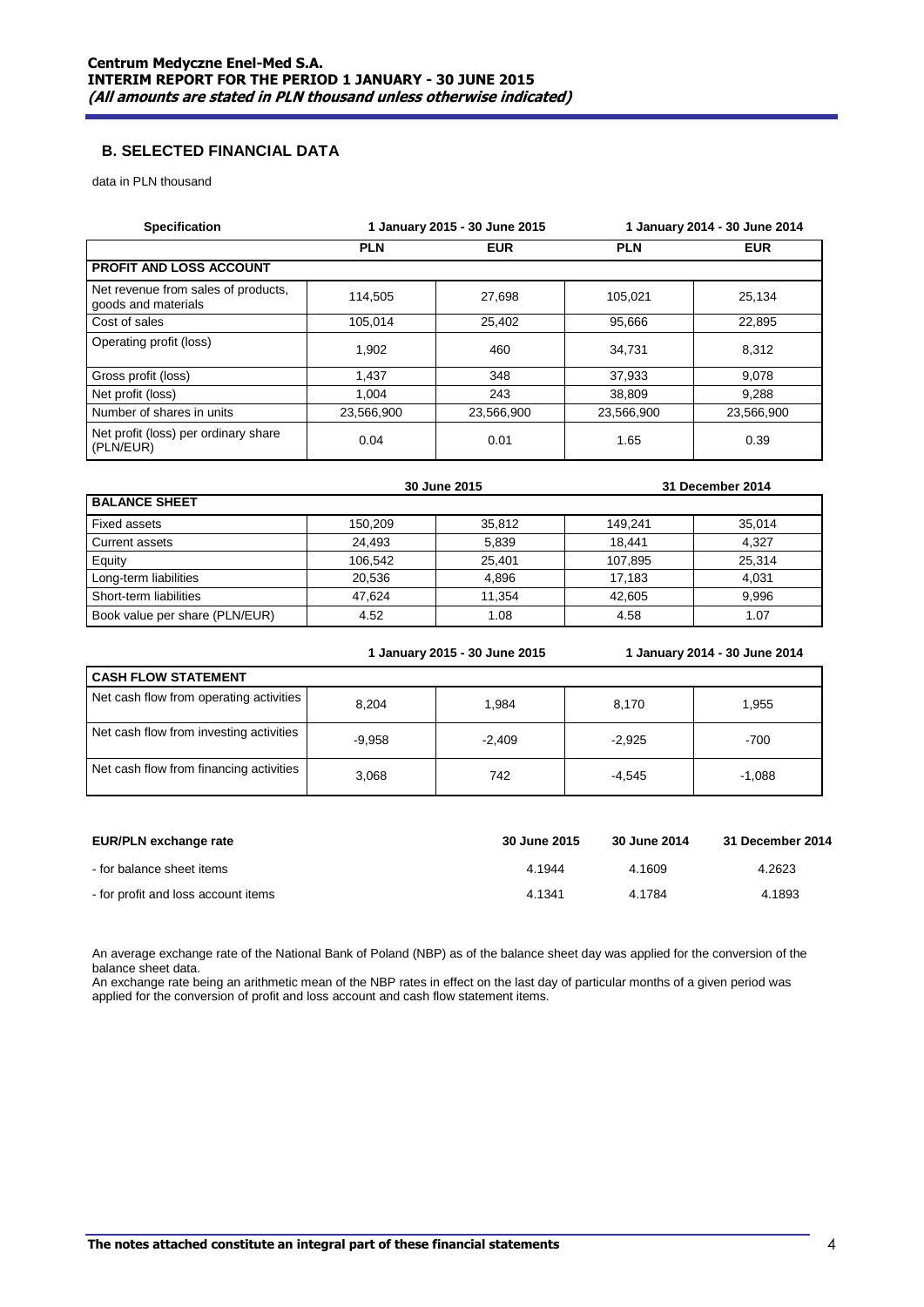## B. SELECTED FINANCIAL DATA

data in PLN thousand

| Specification | 1 January 2015 - 30 June 2015 | | 1 January 2014 - 30 June 2014 | |
|---|---|---|---|---|
| | PLN | EUR | PLN | EUR |
| **PROFIT AND LOSS ACCOUNT** | | | | |
| Net revenue from sales of products, goods and materials | 114,505 | 27,698 | 105,021 | 25,134 |
| Cost of sales | 105,014 | 25,402 | 95,666 | 22,895 |
| Operating profit (loss) | 1,902 | 460 | 34,731 | 8,312 |
| Gross profit (loss) | 1,437 | 348 | 37,933 | 9,078 |
| Net profit (loss) | 1,004 | 243 | 38,809 | 9,288 |
| Number of shares in units | 23,566,900 | 23,566,900 | 23,566,900 | 23,566,900 |
| Net profit (loss) per ordinary share (PLN/EUR) | 0.04 | 0.01 | 1.65 | 0.39 |

| | 30 June 2015 | | 31 December 2014 | |
|---|---|---|---|---|
| **BALANCE SHEET** | | | | |
| Fixed assets | 150,209 | 35,812 | 149,241 | 35,014 |
| Current assets | 24,493 | 5,839 | 18,441 | 4,327 |
| Equity | 106,542 | 25,401 | 107,895 | 25,314 |
| Long-term liabilities | 20,536 | 4,896 | 17,183 | 4,031 |
| Short-term liabilities | 47,624 | 11,354 | 42,605 | 9,996 |
| Book value per share (PLN/EUR) | 4.52 | 1.08 | 4.58 | 1.07 |

| | 1 January 2015 - 30 June 2015 | | 1 January 2014 - 30 June 2014 | |
|---|---|---|---|---|
| **CASH FLOW STATEMENT** | | | | |
| Net cash flow from operating activities | 8,204 | 1,984 | 8,170 | 1,955 |
| Net cash flow from investing activities | -9,958 | -2,409 | -2,925 | -700 |
| Net cash flow from financing activities | 3,068 | 742 | -4,545 | -1,088 |

| EUR/PLN exchange rate | 30 June 2015 | 30 June 2014 | 31 December 2014 |
|---|---|---|---|
| - for balance sheet items | 4.1944 | 4.1609 | 4.2623 |
| - for profit and loss account items | 4.1341 | 4.1784 | 4.1893 |

An average exchange rate of the National Bank of Poland (NBP) as of the balance sheet day was applied for the conversion of the balance sheet data.
An exchange rate being an arithmetic mean of the NBP rates in effect on the last day of particular months of a given period was applied for the conversion of profit and loss account and cash flow statement items.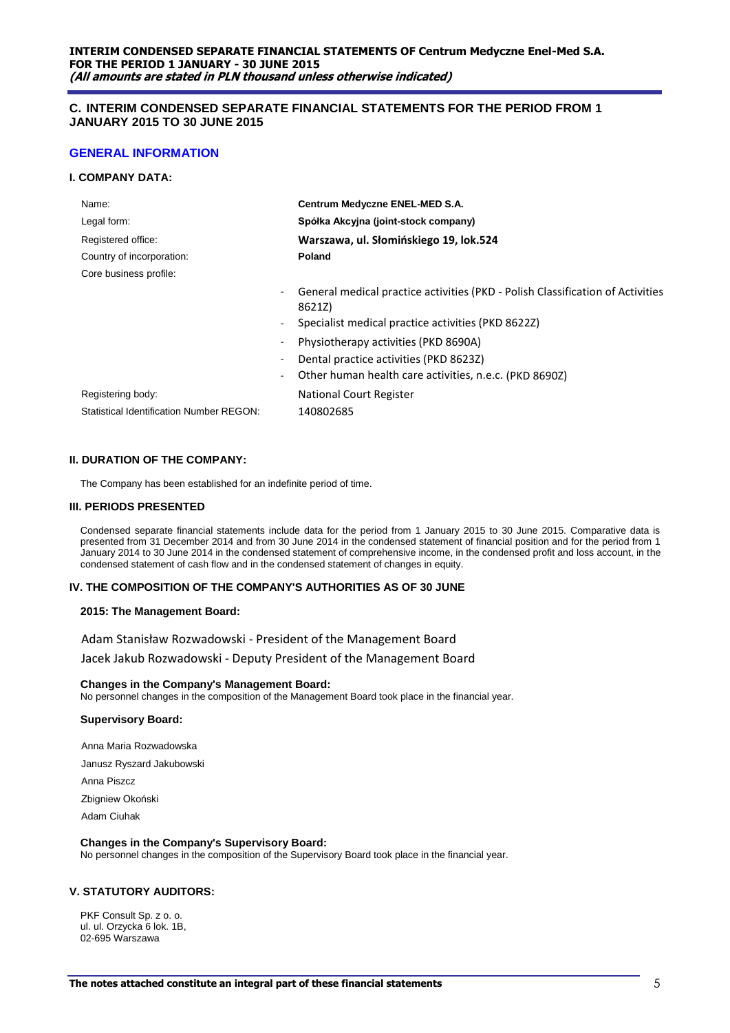## C. INTERIM CONDENSED SEPARATE FINANCIAL STATEMENTS FOR THE PERIOD FROM 1 JANUARY 2015 TO 30 JUNE 2015

### GENERAL INFORMATION

#### I. COMPANY DATA:

| | |
|---|---|
| Name: | **Centrum Medyczne ENEL-MED S.A.** |
| Legal form: | **Spółka Akcyjna (joint-stock company)** |
| Registered office: | **Warszawa, ul. Słomińskiego 19, lok.524** |
| Country of incorporation: | **Poland** |
| Core business profile: | |

- General medical practice activities (PKD - Polish Classification of Activities 8621Z)
- Specialist medical practice activities (PKD 8622Z)
- Physiotherapy activities (PKD 8690A)
- Dental practice activities (PKD 8623Z)
- Other human health care activities, n.e.c. (PKD 8690Z)

| | |
|---|---|
| Registering body: | National Court Register |
| Statistical Identification Number REGON: | 140802685 |

#### II. DURATION OF THE COMPANY:

The Company has been established for an indefinite period of time.

#### III. PERIODS PRESENTED

Condensed separate financial statements include data for the period from 1 January 2015 to 30 June 2015. Comparative data is presented from 31 December 2014 and from 30 June 2014 in the condensed statement of financial position and for the period from 1 January 2014 to 30 June 2014 in the condensed statement of comprehensive income, in the condensed profit and loss account, in the condensed statement of cash flow and in the condensed statement of changes in equity.

#### IV. THE COMPOSITION OF THE COMPANY'S AUTHORITIES AS OF 30 JUNE

**2015: The Management Board:**

Adam Stanisław Rozwadowski - President of the Management Board

Jacek Jakub Rozwadowski - Deputy President of the Management Board

**Changes in the Company's Management Board:**
No personnel changes in the composition of the Management Board took place in the financial year.

**Supervisory Board:**

Anna Maria Rozwadowska

Janusz Ryszard Jakubowski

Anna Piszcz

Zbigniew Okoński

Adam Ciuhak

**Changes in the Company's Supervisory Board:**
No personnel changes in the composition of the Supervisory Board took place in the financial year.

#### V. STATUTORY AUDITORS:

PKF Consult Sp. z o. o.
ul. ul. Orzycka 6 lok. 1B,
02-695 Warszawa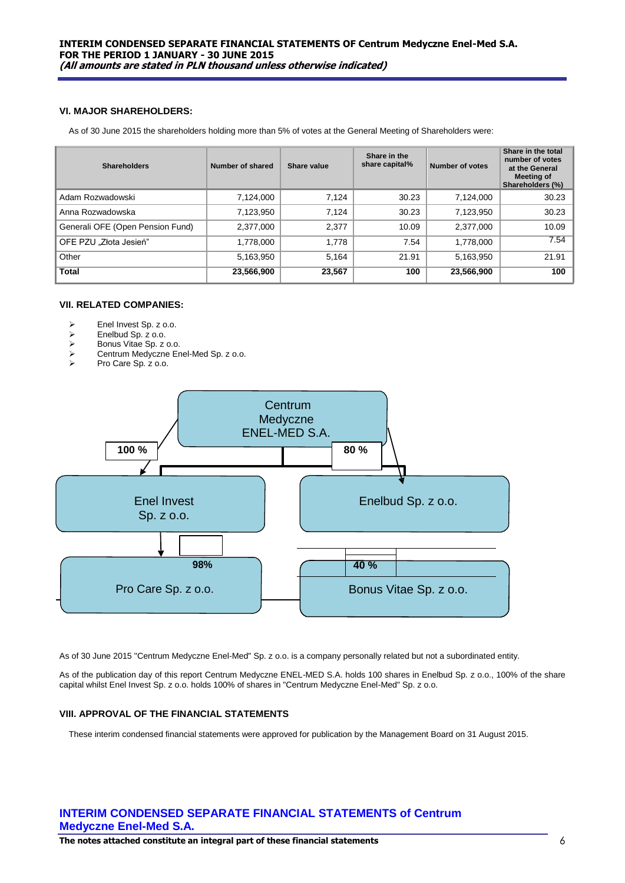### VI. MAJOR SHAREHOLDERS:

As of 30 June 2015 the shareholders holding more than 5% of votes at the General Meeting of Shareholders were:

| Shareholders | Number of shared | Share value | Share in the share capital% | Number of votes | Share in the total number of votes at the General Meeting of Shareholders (%) |
|---|---|---|---|---|---|
| Adam Rozwadowski | 7,124,000 | 7,124 | 30.23 | 7,124,000 | 30.23 |
| Anna Rozwadowska | 7,123,950 | 7,124 | 30.23 | 7,123,950 | 30.23 |
| Generali OFE (Open Pension Fund) | 2,377,000 | 2,377 | 10.09 | 2,377,000 | 10.09 |
| OFE PZU „Złota Jesień" | 1,778,000 | 1,778 | 7.54 | 1,778,000 | 7.54 |
| Other | 5,163,950 | 5,164 | 21.91 | 5,163,950 | 21.91 |
| **Total** | **23,566,900** | **23,567** | **100** | **23,566,900** | **100** |

### VII. RELATED COMPANIES:

- Enel Invest Sp. z o.o.
- Enelbud Sp. z o.o.
- Bonus Vitae Sp. z o.o.
- Centrum Medyczne Enel-Med Sp. z o.o.
- Pro Care Sp. z o.o.

Centrum Medyczne ENEL-MED S.A.

100 % → Enel Invest Sp. z o.o.

80 % → Enelbud Sp. z o.o.

98% → Pro Care Sp. z o.o.

40 % → Bonus Vitae Sp. z o.o.

As of 30 June 2015 "Centrum Medyczne Enel-Med" Sp. z o.o. is a company personally related but not a subordinated entity.

As of the publication day of this report Centrum Medyczne ENEL-MED S.A. holds 100 shares in Enelbud Sp. z o.o., 100% of the share capital whilst Enel Invest Sp. z o.o. holds 100% of shares in "Centrum Medyczne Enel-Med" Sp. z o.o.

### VIII. APPROVAL OF THE FINANCIAL STATEMENTS

These interim condensed financial statements were approved for publication by the Management Board on 31 August 2015.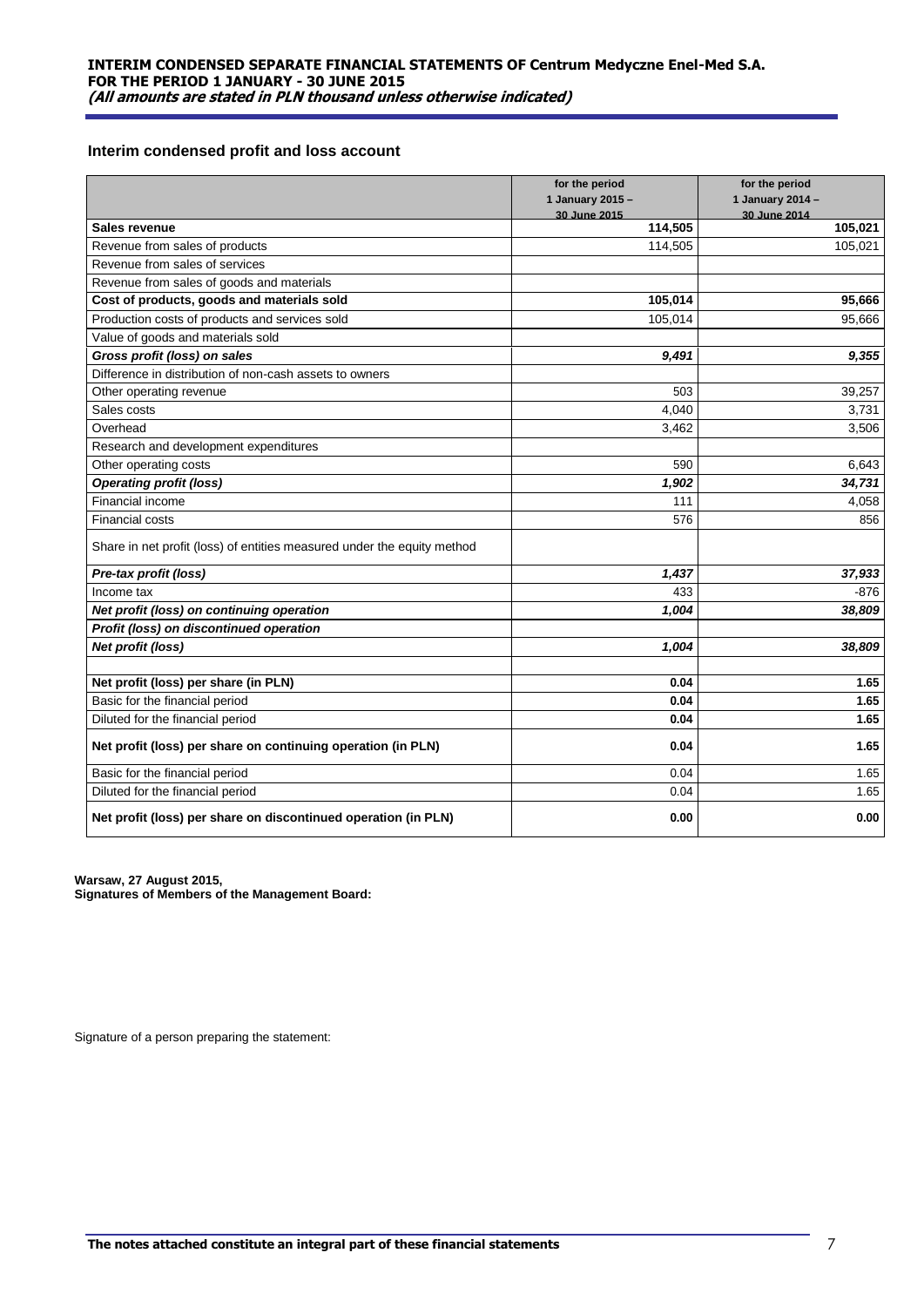## Interim condensed profit and loss account

| | for the period 1 January 2015 – 30 June 2015 | for the period 1 January 2014 – 30 June 2014 |
|---|---|---|
| **Sales revenue** | **114,505** | **105,021** |
| Revenue from sales of products | 114,505 | 105,021 |
| Revenue from sales of services | | |
| Revenue from sales of goods and materials | | |
| **Cost of products, goods and materials sold** | **105,014** | **95,666** |
| Production costs of products and services sold | 105,014 | 95,666 |
| Value of goods and materials sold | | |
| ***Gross profit (loss) on sales*** | ***9,491*** | ***9,355*** |
| Difference in distribution of non-cash assets to owners | | |
| Other operating revenue | 503 | 39,257 |
| Sales costs | 4,040 | 3,731 |
| Overhead | 3,462 | 3,506 |
| Research and development expenditures | | |
| Other operating costs | 590 | 6,643 |
| ***Operating profit (loss)*** | ***1,902*** | ***34,731*** |
| Financial income | 111 | 4,058 |
| Financial costs | 576 | 856 |
| Share in net profit (loss) of entities measured under the equity method | | |
| ***Pre-tax profit (loss)*** | ***1,437*** | ***37,933*** |
| Income tax | 433 | -876 |
| ***Net profit (loss) on continuing operation*** | ***1,004*** | ***38,809*** |
| ***Profit (loss) on discontinued operation*** | | |
| ***Net profit (loss)*** | ***1,004*** | ***38,809*** |
| | | |
| **Net profit (loss) per share (in PLN)** | **0.04** | **1.65** |
| Basic for the financial period | **0.04** | **1.65** |
| Diluted for the financial period | **0.04** | **1.65** |
| **Net profit (loss) per share on continuing operation (in PLN)** | **0.04** | **1.65** |
| Basic for the financial period | 0.04 | 1.65 |
| Diluted for the financial period | 0.04 | 1.65 |
| **Net profit (loss) per share on discontinued operation (in PLN)** | **0.00** | **0.00** |

**Warsaw, 27 August 2015,**
**Signatures of Members of the Management Board:**

Signature of a person preparing the statement:

**The notes attached constitute an integral part of these financial statements**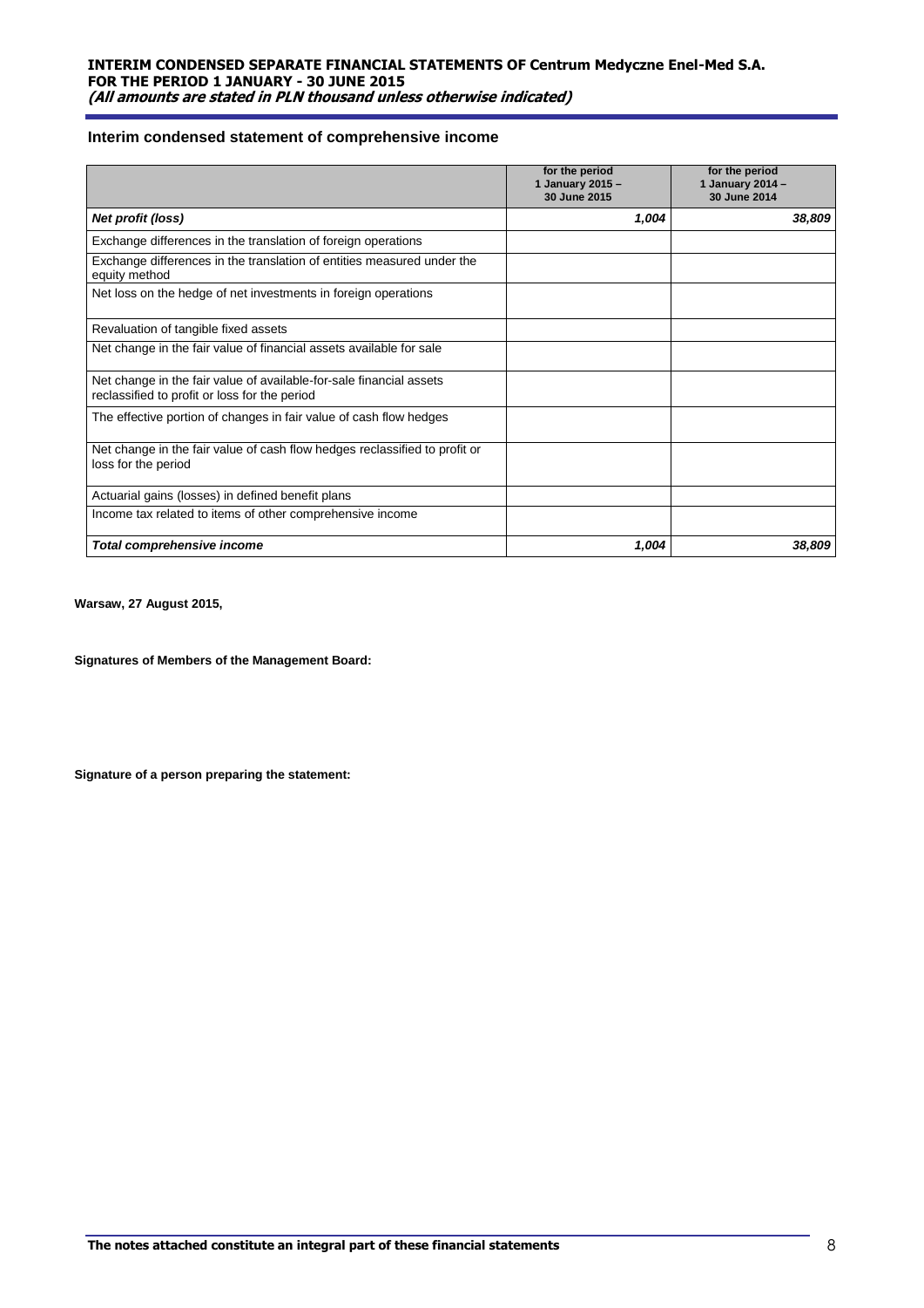## Interim condensed statement of comprehensive income

| | for the period 1 January 2015 – 30 June 2015 | for the period 1 January 2014 – 30 June 2014 |
|---|---|---|
| ***Net profit (loss)*** | ***1,004*** | ***38,809*** |
| Exchange differences in the translation of foreign operations | | |
| Exchange differences in the translation of entities measured under the equity method | | |
| Net loss on the hedge of net investments in foreign operations | | |
| Revaluation of tangible fixed assets | | |
| Net change in the fair value of financial assets available for sale | | |
| Net change in the fair value of available-for-sale financial assets reclassified to profit or loss for the period | | |
| The effective portion of changes in fair value of cash flow hedges | | |
| Net change in the fair value of cash flow hedges reclassified to profit or loss for the period | | |
| Actuarial gains (losses) in defined benefit plans | | |
| Income tax related to items of other comprehensive income | | |
| ***Total comprehensive income*** | ***1,004*** | ***38,809*** |

**Warsaw, 27 August 2015,**

**Signatures of Members of the Management Board:**

**Signature of a person preparing the statement:**

**The notes attached constitute an integral part of these financial statements**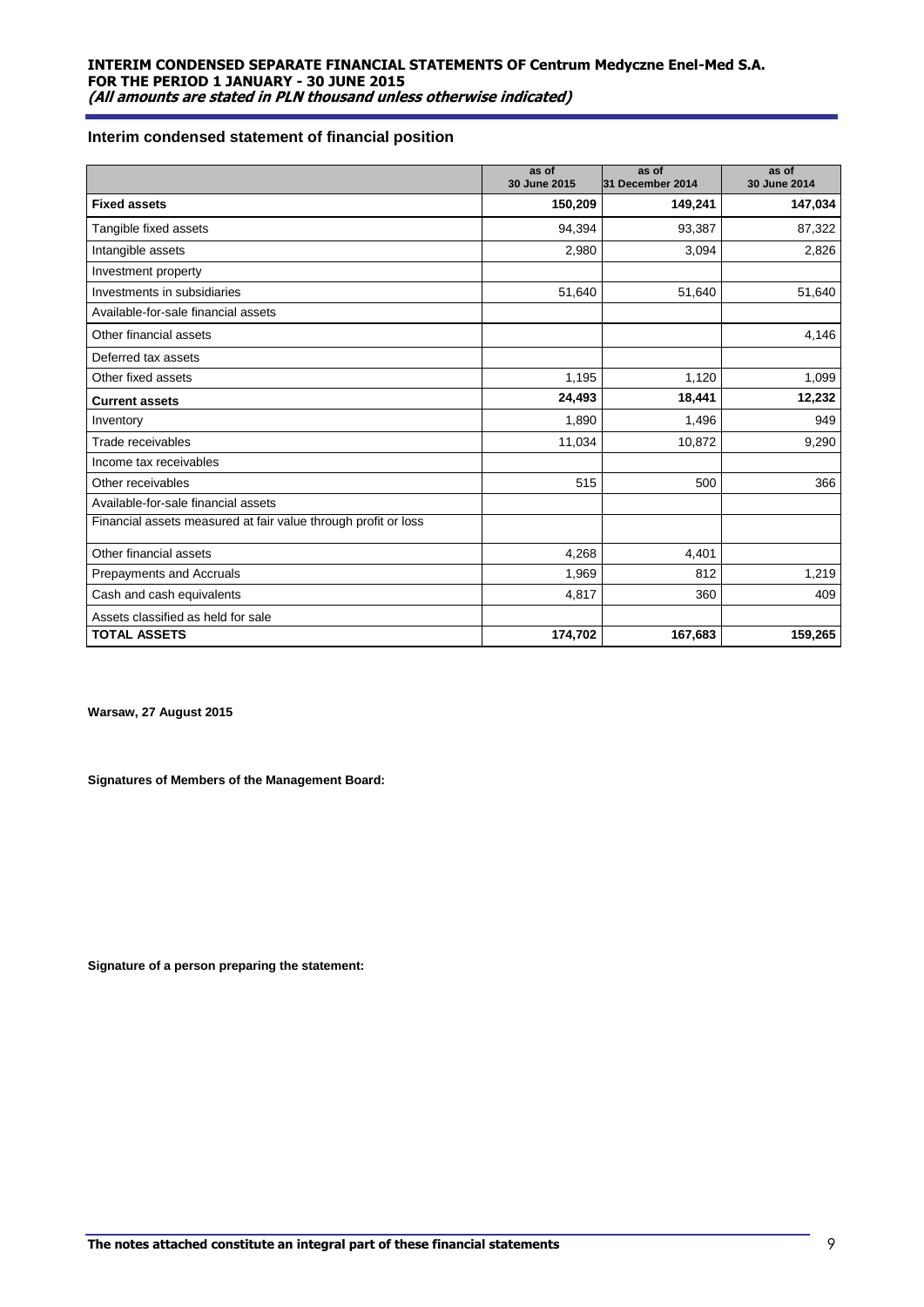## Interim condensed statement of financial position

| | as of 30 June 2015 | as of 31 December 2014 | as of 30 June 2014 |
|---|---|---|---|
| **Fixed assets** | **150,209** | **149,241** | **147,034** |
| Tangible fixed assets | 94,394 | 93,387 | 87,322 |
| Intangible assets | 2,980 | 3,094 | 2,826 |
| Investment property | | | |
| Investments in subsidiaries | 51,640 | 51,640 | 51,640 |
| Available-for-sale financial assets | | | |
| Other financial assets | | | 4,146 |
| Deferred tax assets | | | |
| Other fixed assets | 1,195 | 1,120 | 1,099 |
| **Current assets** | **24,493** | **18,441** | **12,232** |
| Inventory | 1,890 | 1,496 | 949 |
| Trade receivables | 11,034 | 10,872 | 9,290 |
| Income tax receivables | | | |
| Other receivables | 515 | 500 | 366 |
| Available-for-sale financial assets | | | |
| Financial assets measured at fair value through profit or loss | | | |
| Other financial assets | 4,268 | 4,401 | |
| Prepayments and Accruals | 1,969 | 812 | 1,219 |
| Cash and cash equivalents | 4,817 | 360 | 409 |
| Assets classified as held for sale | | | |
| **TOTAL ASSETS** | **174,702** | **167,683** | **159,265** |

**Warsaw, 27 August 2015**

**Signatures of Members of the Management Board:**

**Signature of a person preparing the statement:**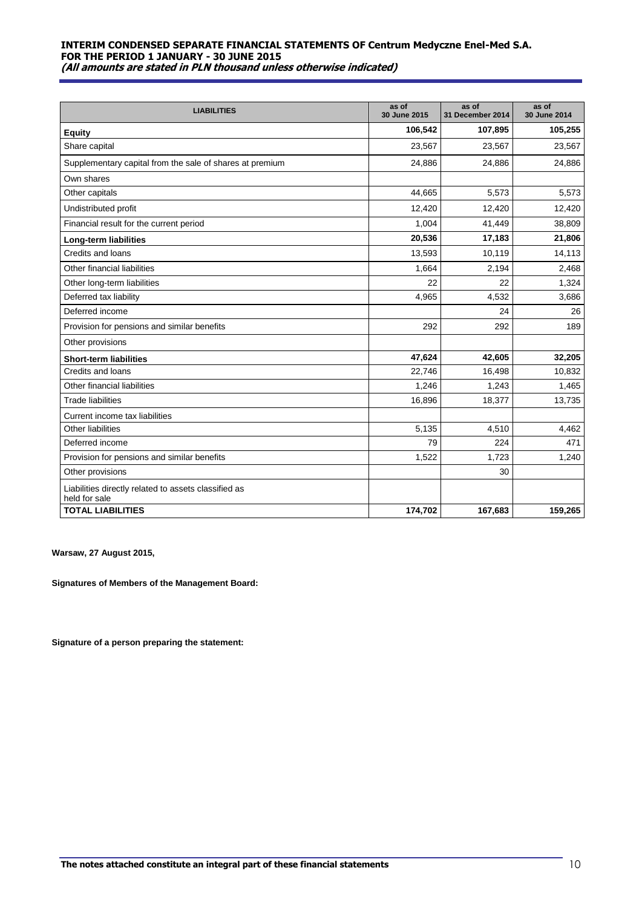| LIABILITIES | as of 30 June 2015 | as of 31 December 2014 | as of 30 June 2014 |
|---|---|---|---|
| **Equity** | **106,542** | **107,895** | **105,255** |
| Share capital | 23,567 | 23,567 | 23,567 |
| Supplementary capital from the sale of shares at premium | 24,886 | 24,886 | 24,886 |
| Own shares | | | |
| Other capitals | 44,665 | 5,573 | 5,573 |
| Undistributed profit | 12,420 | 12,420 | 12,420 |
| Financial result for the current period | 1,004 | 41,449 | 38,809 |
| **Long-term liabilities** | **20,536** | **17,183** | **21,806** |
| Credits and loans | 13,593 | 10,119 | 14,113 |
| Other financial liabilities | 1,664 | 2,194 | 2,468 |
| Other long-term liabilities | 22 | 22 | 1,324 |
| Deferred tax liability | 4,965 | 4,532 | 3,686 |
| Deferred income | | 24 | 26 |
| Provision for pensions and similar benefits | 292 | 292 | 189 |
| Other provisions | | | |
| **Short-term liabilities** | **47,624** | **42,605** | **32,205** |
| Credits and loans | 22,746 | 16,498 | 10,832 |
| Other financial liabilities | 1,246 | 1,243 | 1,465 |
| Trade liabilities | 16,896 | 18,377 | 13,735 |
| Current income tax liabilities | | | |
| Other liabilities | 5,135 | 4,510 | 4,462 |
| Deferred income | 79 | 224 | 471 |
| Provision for pensions and similar benefits | 1,522 | 1,723 | 1,240 |
| Other provisions | | 30 | |
| Liabilities directly related to assets classified as held for sale | | | |
| **TOTAL LIABILITIES** | **174,702** | **167,683** | **159,265** |

**Warsaw, 27 August 2015,**

**Signatures of Members of the Management Board:**

**Signature of a person preparing the statement:**

**The notes attached constitute an integral part of these financial statements**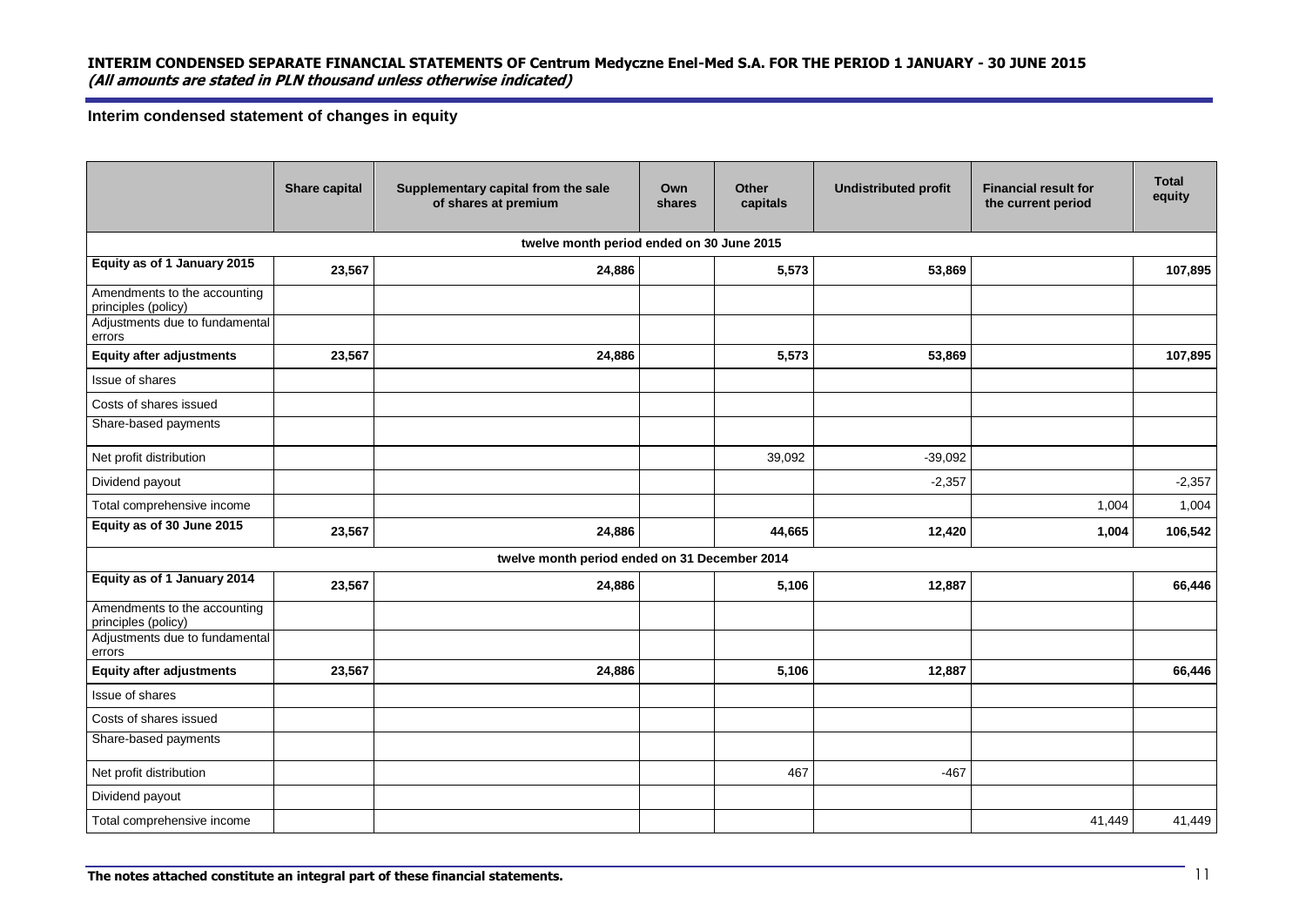## Interim condensed statement of changes in equity

| | Share capital | Supplementary capital from the sale of shares at premium | Own shares | Other capitals | Undistributed profit | Financial result for the current period | Total equity |
|---|---|---|---|---|---|---|---|
| **twelve month period ended on 30 June 2015** | | | | | | | |
| **Equity as of 1 January 2015** | **23,567** | **24,886** | | **5,573** | **53,869** | | **107,895** |
| Amendments to the accounting principles (policy) | | | | | | | |
| Adjustments due to fundamental errors | | | | | | | |
| **Equity after adjustments** | **23,567** | **24,886** | | **5,573** | **53,869** | | **107,895** |
| Issue of shares | | | | | | | |
| Costs of shares issued | | | | | | | |
| Share-based payments | | | | | | | |
| Net profit distribution | | | | 39,092 | -39,092 | | |
| Dividend payout | | | | | -2,357 | | -2,357 |
| Total comprehensive income | | | | | | 1,004 | 1,004 |
| **Equity as of 30 June 2015** | **23,567** | **24,886** | | **44,665** | **12,420** | **1,004** | **106,542** |
| **twelve month period ended on 31 December 2014** | | | | | | | |
| **Equity as of 1 January 2014** | **23,567** | **24,886** | | **5,106** | **12,887** | | **66,446** |
| Amendments to the accounting principles (policy) | | | | | | | |
| Adjustments due to fundamental errors | | | | | | | |
| **Equity after adjustments** | **23,567** | **24,886** | | **5,106** | **12,887** | | **66,446** |
| Issue of shares | | | | | | | |
| Costs of shares issued | | | | | | | |
| Share-based payments | | | | | | | |
| Net profit distribution | | | | 467 | -467 | | |
| Dividend payout | | | | | | | |
| Total comprehensive income | | | | | | 41,449 | 41,449 |

**The notes attached constitute an integral part of these financial statements.**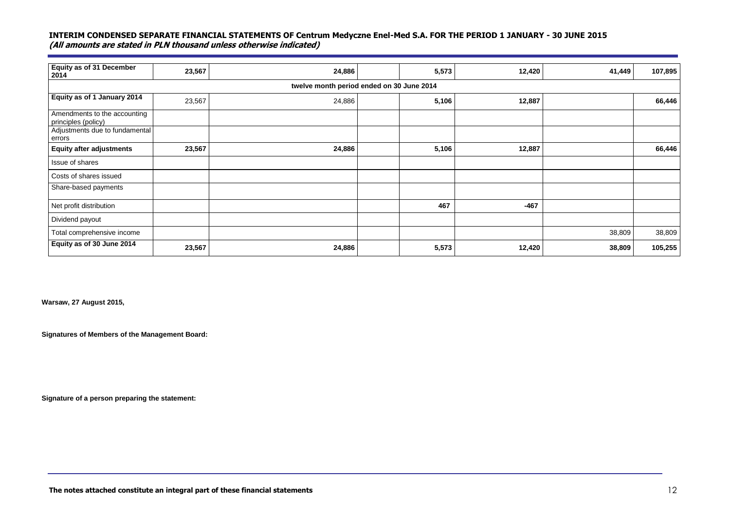| Equity as of 31 December 2014 | 23,567 | 24,886 | | 5,573 | 12,420 | 41,449 | 107,895 |
|---|---|---|---|---|---|---|---|
| **twelve month period ended on 30 June 2014** | | | | | | | |
| **Equity as of 1 January 2014** | 23,567 | 24,886 | | **5,106** | **12,887** | | **66,446** |
| Amendments to the accounting principles (policy) | | | | | | | |
| Adjustments due to fundamental errors | | | | | | | |
| **Equity after adjustments** | **23,567** | **24,886** | | **5,106** | **12,887** | | **66,446** |
| Issue of shares | | | | | | | |
| Costs of shares issued | | | | | | | |
| Share-based payments | | | | | | | |
| Net profit distribution | | | | **467** | **-467** | | |
| Dividend payout | | | | | | | |
| Total comprehensive income | | | | | | 38,809 | 38,809 |
| **Equity as of 30 June 2014** | **23,567** | **24,886** | | **5,573** | **12,420** | **38,809** | **105,255** |

**Warsaw, 27 August 2015,**

**Signatures of Members of the Management Board:**

**Signature of a person preparing the statement:**

**The notes attached constitute an integral part of these financial statements**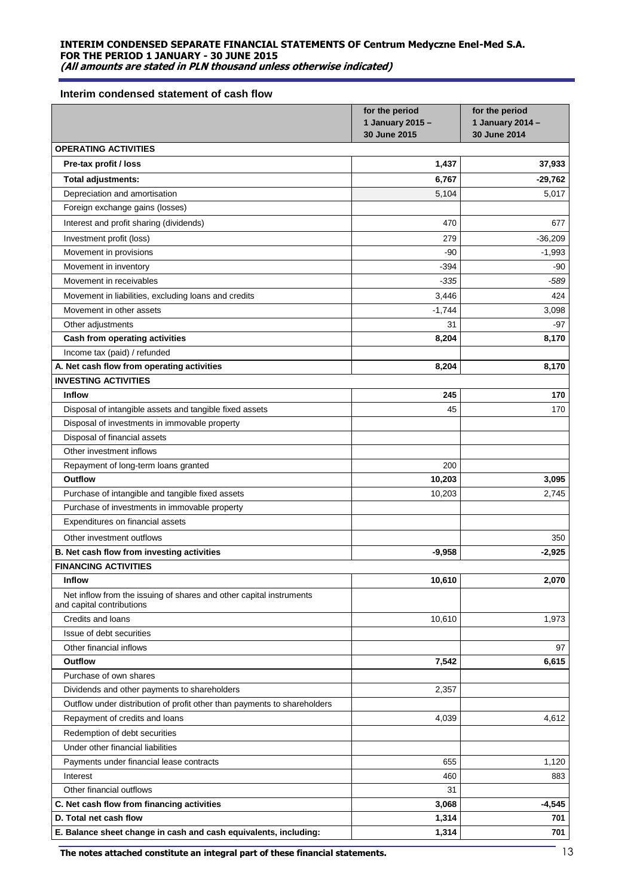## Interim condensed statement of cash flow

| | for the period 1 January 2015 – 30 June 2015 | for the period 1 January 2014 – 30 June 2014 |
|---|---|---|
| **OPERATING ACTIVITIES** | | |
| **Pre-tax profit / loss** | **1,437** | **37,933** |
| **Total adjustments:** | **6,767** | **-29,762** |
| Depreciation and amortisation | 5,104 | 5,017 |
| Foreign exchange gains (losses) | | |
| Interest and profit sharing (dividends) | 470 | 677 |
| Investment profit (loss) | 279 | -36,209 |
| Movement in provisions | -90 | -1,993 |
| Movement in inventory | -394 | -90 |
| Movement in receivables | *-335* | *-589* |
| Movement in liabilities, excluding loans and credits | 3,446 | 424 |
| Movement in other assets | -1,744 | 3,098 |
| Other adjustments | 31 | -97 |
| **Cash from operating activities** | **8,204** | **8,170** |
| Income tax (paid) / refunded | | |
| **A. Net cash flow from operating activities** | **8,204** | **8,170** |
| **INVESTING ACTIVITIES** | | |
| **Inflow** | **245** | **170** |
| Disposal of intangible assets and tangible fixed assets | 45 | 170 |
| Disposal of investments in immovable property | | |
| Disposal of financial assets | | |
| Other investment inflows | | |
| Repayment of long-term loans granted | 200 | |
| **Outflow** | **10,203** | **3,095** |
| Purchase of intangible and tangible fixed assets | 10,203 | 2,745 |
| Purchase of investments in immovable property | | |
| Expenditures on financial assets | | |
| Other investment outflows | | 350 |
| **B. Net cash flow from investing activities** | **-9,958** | **-2,925** |
| **FINANCING ACTIVITIES** | | |
| **Inflow** | **10,610** | **2,070** |
| Net inflow from the issuing of shares and other capital instruments and capital contributions | | |
| Credits and loans | 10,610 | 1,973 |
| Issue of debt securities | | |
| Other financial inflows | | 97 |
| **Outflow** | **7,542** | **6,615** |
| Purchase of own shares | | |
| Dividends and other payments to shareholders | 2,357 | |
| Outflow under distribution of profit other than payments to shareholders | | |
| Repayment of credits and loans | 4,039 | 4,612 |
| Redemption of debt securities | | |
| Under other financial liabilities | | |
| Payments under financial lease contracts | 655 | 1,120 |
| Interest | 460 | 883 |
| Other financial outflows | 31 | |
| **C. Net cash flow from financing activities** | **3,068** | **-4,545** |
| **D. Total net cash flow** | **1,314** | **701** |
| **E. Balance sheet change in cash and cash equivalents, including:** | **1,314** | **701** |

**The notes attached constitute an integral part of these financial statements.**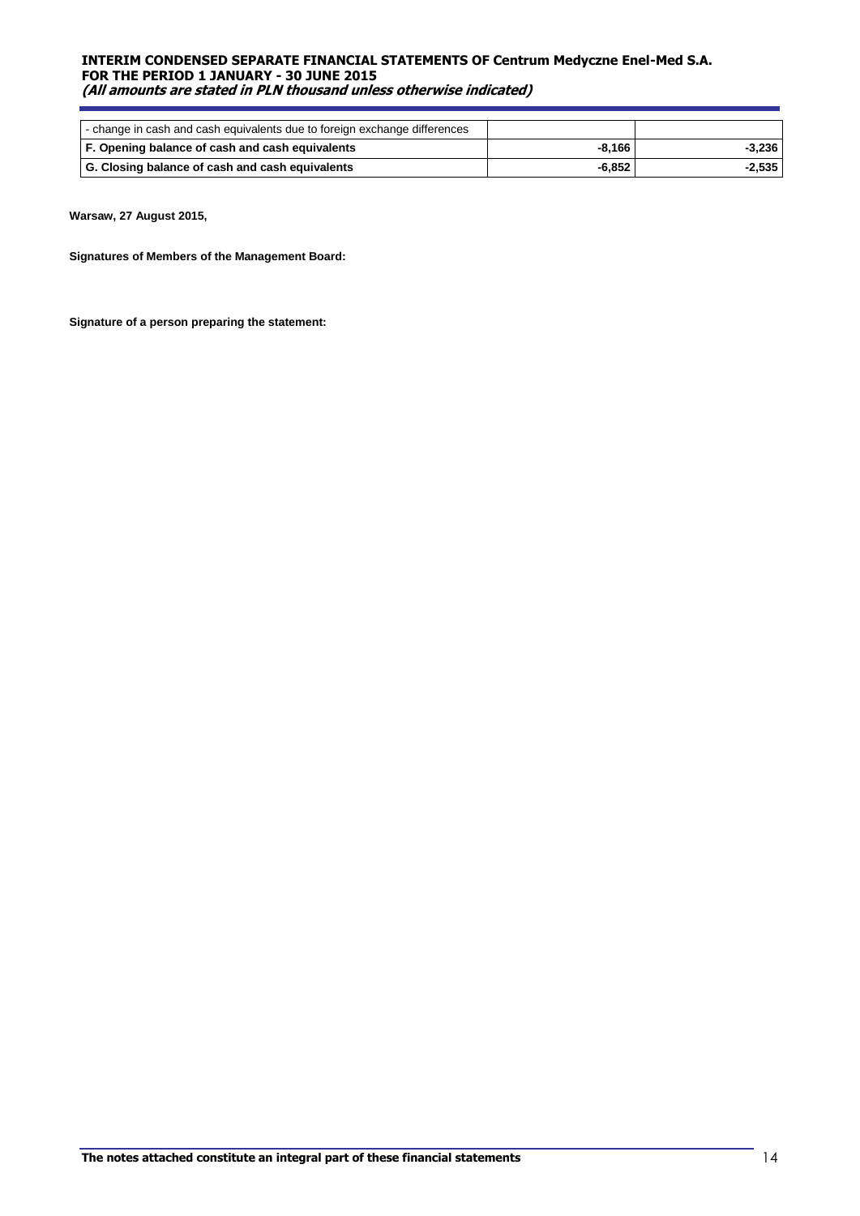| | | |
|---|---|---|
| - change in cash and cash equivalents due to foreign exchange differences | | |
| **F. Opening balance of cash and cash equivalents** | **-8,166** | **-3,236** |
| **G. Closing balance of cash and cash equivalents** | **-6,852** | **-2,535** |

**Warsaw, 27 August 2015,**

**Signatures of Members of the Management Board:**

**Signature of a person preparing the statement:**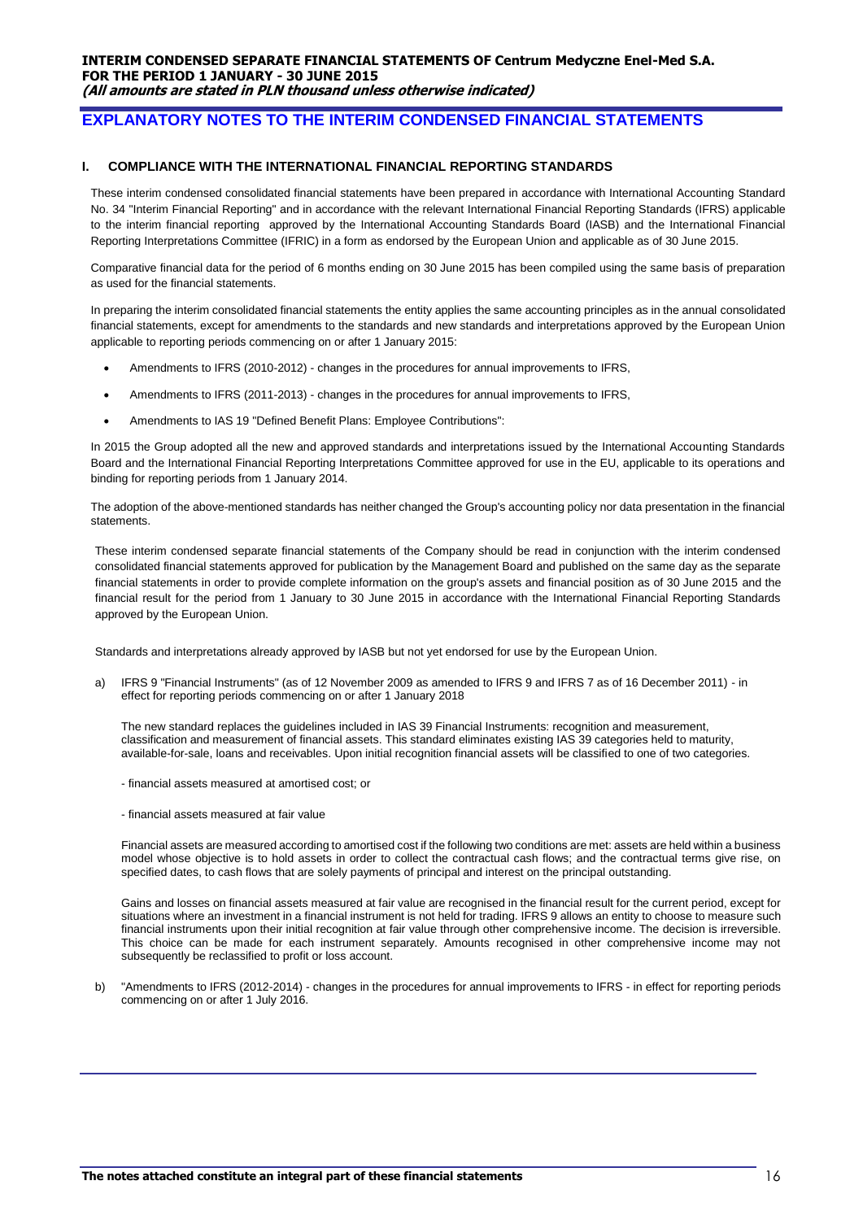# EXPLANATORY NOTES TO THE INTERIM CONDENSED FINANCIAL STATEMENTS

## I. COMPLIANCE WITH THE INTERNATIONAL FINANCIAL REPORTING STANDARDS

These interim condensed consolidated financial statements have been prepared in accordance with International Accounting Standard No. 34 "Interim Financial Reporting" and in accordance with the relevant International Financial Reporting Standards (IFRS) applicable to the interim financial reporting approved by the International Accounting Standards Board (IASB) and the International Financial Reporting Interpretations Committee (IFRIC) in a form as endorsed by the European Union and applicable as of 30 June 2015.

Comparative financial data for the period of 6 months ending on 30 June 2015 has been compiled using the same basis of preparation as used for the financial statements.

In preparing the interim consolidated financial statements the entity applies the same accounting principles as in the annual consolidated financial statements, except for amendments to the standards and new standards and interpretations approved by the European Union applicable to reporting periods commencing on or after 1 January 2015:

- Amendments to IFRS (2010-2012) - changes in the procedures for annual improvements to IFRS,
- Amendments to IFRS (2011-2013) - changes in the procedures for annual improvements to IFRS,
- Amendments to IAS 19 "Defined Benefit Plans: Employee Contributions":

In 2015 the Group adopted all the new and approved standards and interpretations issued by the International Accounting Standards Board and the International Financial Reporting Interpretations Committee approved for use in the EU, applicable to its operations and binding for reporting periods from 1 January 2014.

The adoption of the above-mentioned standards has neither changed the Group's accounting policy nor data presentation in the financial statements.

These interim condensed separate financial statements of the Company should be read in conjunction with the interim condensed consolidated financial statements approved for publication by the Management Board and published on the same day as the separate financial statements in order to provide complete information on the group's assets and financial position as of 30 June 2015 and the financial result for the period from 1 January to 30 June 2015 in accordance with the International Financial Reporting Standards approved by the European Union.

Standards and interpretations already approved by IASB but not yet endorsed for use by the European Union.

a) IFRS 9 "Financial Instruments" (as of 12 November 2009 as amended to IFRS 9 and IFRS 7 as of 16 December 2011) - in effect for reporting periods commencing on or after 1 January 2018

   The new standard replaces the guidelines included in IAS 39 Financial Instruments: recognition and measurement, classification and measurement of financial assets. This standard eliminates existing IAS 39 categories held to maturity, available-for-sale, loans and receivables. Upon initial recognition financial assets will be classified to one of two categories.

   - financial assets measured at amortised cost; or

   - financial assets measured at fair value

   Financial assets are measured according to amortised cost if the following two conditions are met: assets are held within a business model whose objective is to hold assets in order to collect the contractual cash flows; and the contractual terms give rise, on specified dates, to cash flows that are solely payments of principal and interest on the principal outstanding.

   Gains and losses on financial assets measured at fair value are recognised in the financial result for the current period, except for situations where an investment in a financial instrument is not held for trading. IFRS 9 allows an entity to choose to measure such financial instruments upon their initial recognition at fair value through other comprehensive income. The decision is irreversible. This choice can be made for each instrument separately. Amounts recognised in other comprehensive income may not subsequently be reclassified to profit or loss account.

b) "Amendments to IFRS (2012-2014) - changes in the procedures for annual improvements to IFRS - in effect for reporting periods commencing on or after 1 July 2016.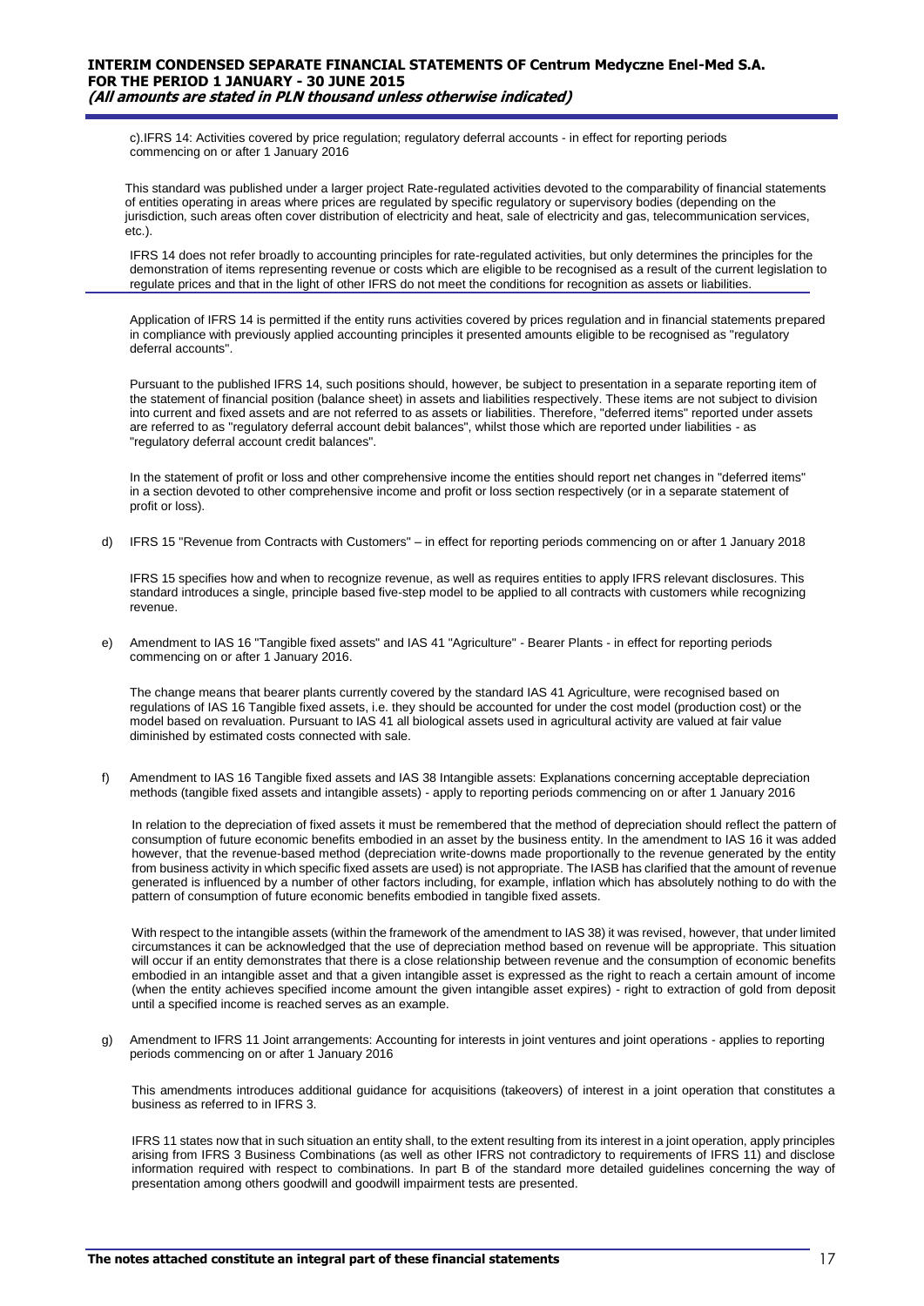c).IFRS 14: Activities covered by price regulation; regulatory deferral accounts - in effect for reporting periods commencing on or after 1 January 2016

This standard was published under a larger project Rate-regulated activities devoted to the comparability of financial statements of entities operating in areas where prices are regulated by specific regulatory or supervisory bodies (depending on the jurisdiction, such areas often cover distribution of electricity and heat, sale of electricity and gas, telecommunication services, etc.).

IFRS 14 does not refer broadly to accounting principles for rate-regulated activities, but only determines the principles for the demonstration of items representing revenue or costs which are eligible to be recognised as a result of the current legislation to regulate prices and that in the light of other IFRS do not meet the conditions for recognition as assets or liabilities.

Application of IFRS 14 is permitted if the entity runs activities covered by prices regulation and in financial statements prepared in compliance with previously applied accounting principles it presented amounts eligible to be recognised as "regulatory deferral accounts".

Pursuant to the published IFRS 14, such positions should, however, be subject to presentation in a separate reporting item of the statement of financial position (balance sheet) in assets and liabilities respectively. These items are not subject to division into current and fixed assets and are not referred to as assets or liabilities. Therefore, "deferred items" reported under assets are referred to as "regulatory deferral account debit balances", whilst those which are reported under liabilities - as "regulatory deferral account credit balances".

In the statement of profit or loss and other comprehensive income the entities should report net changes in "deferred items" in a section devoted to other comprehensive income and profit or loss section respectively (or in a separate statement of profit or loss).

d) IFRS 15 "Revenue from Contracts with Customers" – in effect for reporting periods commencing on or after 1 January 2018

IFRS 15 specifies how and when to recognize revenue, as well as requires entities to apply IFRS relevant disclosures. This standard introduces a single, principle based five-step model to be applied to all contracts with customers while recognizing revenue.

e) Amendment to IAS 16 "Tangible fixed assets" and IAS 41 "Agriculture" - Bearer Plants - in effect for reporting periods commencing on or after 1 January 2016.

The change means that bearer plants currently covered by the standard IAS 41 Agriculture, were recognised based on regulations of IAS 16 Tangible fixed assets, i.e. they should be accounted for under the cost model (production cost) or the model based on revaluation. Pursuant to IAS 41 all biological assets used in agricultural activity are valued at fair value diminished by estimated costs connected with sale.

f) Amendment to IAS 16 Tangible fixed assets and IAS 38 Intangible assets: Explanations concerning acceptable depreciation methods (tangible fixed assets and intangible assets) - apply to reporting periods commencing on or after 1 January 2016

In relation to the depreciation of fixed assets it must be remembered that the method of depreciation should reflect the pattern of consumption of future economic benefits embodied in an asset by the business entity. In the amendment to IAS 16 it was added however, that the revenue-based method (depreciation write-downs made proportionally to the revenue generated by the entity from business activity in which specific fixed assets are used) is not appropriate. The IASB has clarified that the amount of revenue generated is influenced by a number of other factors including, for example, inflation which has absolutely nothing to do with the pattern of consumption of future economic benefits embodied in tangible fixed assets.

With respect to the intangible assets (within the framework of the amendment to IAS 38) it was revised, however, that under limited circumstances it can be acknowledged that the use of depreciation method based on revenue will be appropriate. This situation will occur if an entity demonstrates that there is a close relationship between revenue and the consumption of economic benefits embodied in an intangible asset and that a given intangible asset is expressed as the right to reach a certain amount of income (when the entity achieves specified income amount the given intangible asset expires) - right to extraction of gold from deposit until a specified income is reached serves as an example.

g) Amendment to IFRS 11 Joint arrangements: Accounting for interests in joint ventures and joint operations - applies to reporting periods commencing on or after 1 January 2016

This amendments introduces additional guidance for acquisitions (takeovers) of interest in a joint operation that constitutes a business as referred to in IFRS 3.

IFRS 11 states now that in such situation an entity shall, to the extent resulting from its interest in a joint operation, apply principles arising from IFRS 3 Business Combinations (as well as other IFRS not contradictory to requirements of IFRS 11) and disclose information required with respect to combinations. In part B of the standard more detailed guidelines concerning the way of presentation among others goodwill and goodwill impairment tests are presented.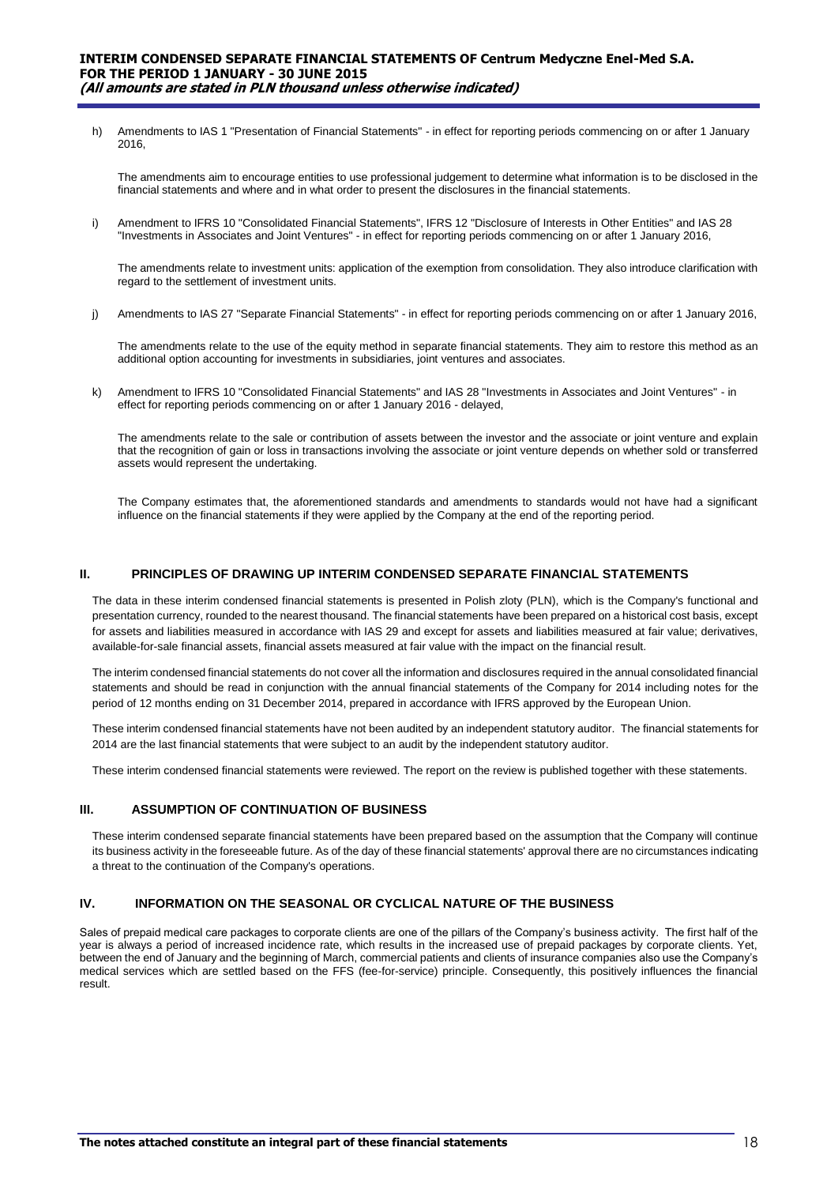h) Amendments to IAS 1 "Presentation of Financial Statements" - in effect for reporting periods commencing on or after 1 January 2016,

   The amendments aim to encourage entities to use professional judgement to determine what information is to be disclosed in the financial statements and where and in what order to present the disclosures in the financial statements.

i) Amendment to IFRS 10 "Consolidated Financial Statements", IFRS 12 "Disclosure of Interests in Other Entities" and IAS 28 "Investments in Associates and Joint Ventures" - in effect for reporting periods commencing on or after 1 January 2016,

   The amendments relate to investment units: application of the exemption from consolidation. They also introduce clarification with regard to the settlement of investment units.

j) Amendments to IAS 27 "Separate Financial Statements" - in effect for reporting periods commencing on or after 1 January 2016,

   The amendments relate to the use of the equity method in separate financial statements. They aim to restore this method as an additional option accounting for investments in subsidiaries, joint ventures and associates.

k) Amendment to IFRS 10 "Consolidated Financial Statements" and IAS 28 "Investments in Associates and Joint Ventures" - in effect for reporting periods commencing on or after 1 January 2016 - delayed,

   The amendments relate to the sale or contribution of assets between the investor and the associate or joint venture and explain that the recognition of gain or loss in transactions involving the associate or joint venture depends on whether sold or transferred assets would represent the undertaking.

   The Company estimates that, the aforementioned standards and amendments to standards would not have had a significant influence on the financial statements if they were applied by the Company at the end of the reporting period.

## II. PRINCIPLES OF DRAWING UP INTERIM CONDENSED SEPARATE FINANCIAL STATEMENTS

The data in these interim condensed financial statements is presented in Polish zloty (PLN), which is the Company's functional and presentation currency, rounded to the nearest thousand. The financial statements have been prepared on a historical cost basis, except for assets and liabilities measured in accordance with IAS 29 and except for assets and liabilities measured at fair value; derivatives, available-for-sale financial assets, financial assets measured at fair value with the impact on the financial result.

The interim condensed financial statements do not cover all the information and disclosures required in the annual consolidated financial statements and should be read in conjunction with the annual financial statements of the Company for 2014 including notes for the period of 12 months ending on 31 December 2014, prepared in accordance with IFRS approved by the European Union.

These interim condensed financial statements have not been audited by an independent statutory auditor. The financial statements for 2014 are the last financial statements that were subject to an audit by the independent statutory auditor.

These interim condensed financial statements were reviewed. The report on the review is published together with these statements.

## III. ASSUMPTION OF CONTINUATION OF BUSINESS

These interim condensed separate financial statements have been prepared based on the assumption that the Company will continue its business activity in the foreseeable future. As of the day of these financial statements' approval there are no circumstances indicating a threat to the continuation of the Company's operations.

## IV. INFORMATION ON THE SEASONAL OR CYCLICAL NATURE OF THE BUSINESS

Sales of prepaid medical care packages to corporate clients are one of the pillars of the Company's business activity. The first half of the year is always a period of increased incidence rate, which results in the increased use of prepaid packages by corporate clients. Yet, between the end of January and the beginning of March, commercial patients and clients of insurance companies also use the Company's medical services which are settled based on the FFS (fee-for-service) principle. Consequently, this positively influences the financial result.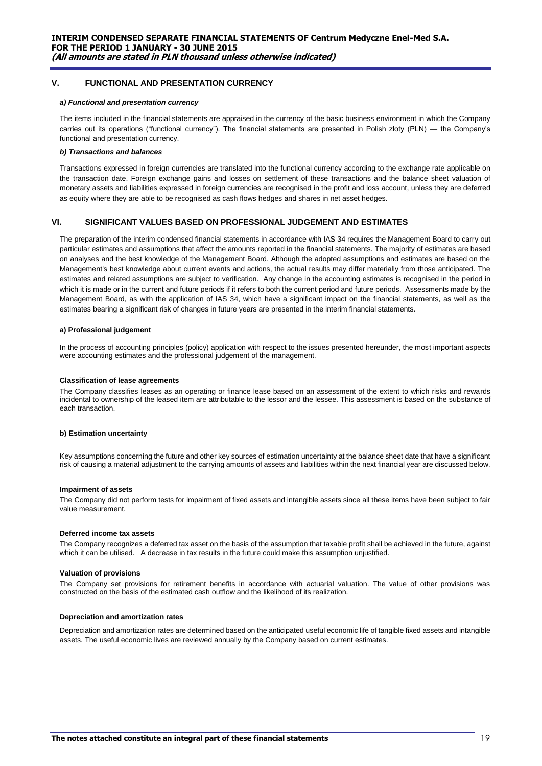## V. FUNCTIONAL AND PRESENTATION CURRENCY

***a) Functional and presentation currency***

The items included in the financial statements are appraised in the currency of the basic business environment in which the Company carries out its operations ("functional currency"). The financial statements are presented in Polish zloty (PLN) — the Company's functional and presentation currency.

***b) Transactions and balances***

Transactions expressed in foreign currencies are translated into the functional currency according to the exchange rate applicable on the transaction date. Foreign exchange gains and losses on settlement of these transactions and the balance sheet valuation of monetary assets and liabilities expressed in foreign currencies are recognised in the profit and loss account, unless they are deferred as equity where they are able to be recognised as cash flows hedges and shares in net asset hedges.

## VI. SIGNIFICANT VALUES BASED ON PROFESSIONAL JUDGEMENT AND ESTIMATES

The preparation of the interim condensed financial statements in accordance with IAS 34 requires the Management Board to carry out particular estimates and assumptions that affect the amounts reported in the financial statements. The majority of estimates are based on analyses and the best knowledge of the Management Board. Although the adopted assumptions and estimates are based on the Management's best knowledge about current events and actions, the actual results may differ materially from those anticipated. The estimates and related assumptions are subject to verification. Any change in the accounting estimates is recognised in the period in which it is made or in the current and future periods if it refers to both the current period and future periods. Assessments made by the Management Board, as with the application of IAS 34, which have a significant impact on the financial statements, as well as the estimates bearing a significant risk of changes in future years are presented in the interim financial statements.

**a) Professional judgement**

In the process of accounting principles (policy) application with respect to the issues presented hereunder, the most important aspects were accounting estimates and the professional judgement of the management.

**Classification of lease agreements**

The Company classifies leases as an operating or finance lease based on an assessment of the extent to which risks and rewards incidental to ownership of the leased item are attributable to the lessor and the lessee. This assessment is based on the substance of each transaction.

**b) Estimation uncertainty**

Key assumptions concerning the future and other key sources of estimation uncertainty at the balance sheet date that have a significant risk of causing a material adjustment to the carrying amounts of assets and liabilities within the next financial year are discussed below.

**Impairment of assets**

The Company did not perform tests for impairment of fixed assets and intangible assets since all these items have been subject to fair value measurement.

**Deferred income tax assets**

The Company recognizes a deferred tax asset on the basis of the assumption that taxable profit shall be achieved in the future, against which it can be utilised. A decrease in tax results in the future could make this assumption unjustified.

**Valuation of provisions**

The Company set provisions for retirement benefits in accordance with actuarial valuation. The value of other provisions was constructed on the basis of the estimated cash outflow and the likelihood of its realization.

**Depreciation and amortization rates**

Depreciation and amortization rates are determined based on the anticipated useful economic life of tangible fixed assets and intangible assets. The useful economic lives are reviewed annually by the Company based on current estimates.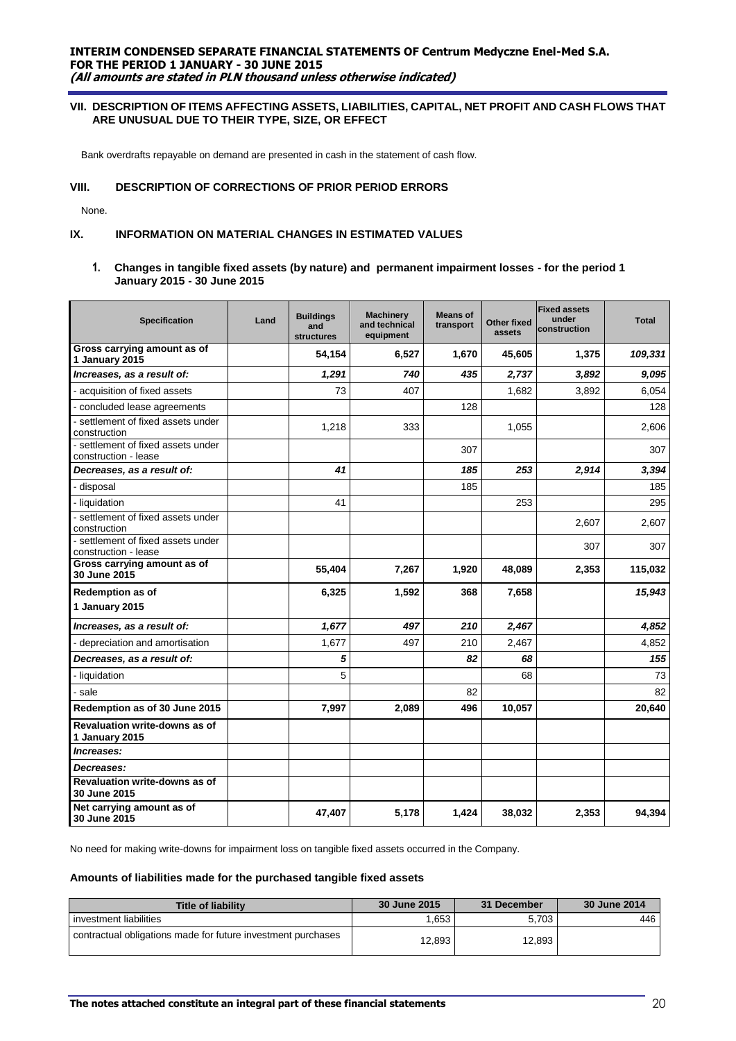## VII. DESCRIPTION OF ITEMS AFFECTING ASSETS, LIABILITIES, CAPITAL, NET PROFIT AND CASH FLOWS THAT ARE UNUSUAL DUE TO THEIR TYPE, SIZE, OR EFFECT

Bank overdrafts repayable on demand are presented in cash in the statement of cash flow.

## VIII. DESCRIPTION OF CORRECTIONS OF PRIOR PERIOD ERRORS

None.

## IX. INFORMATION ON MATERIAL CHANGES IN ESTIMATED VALUES

### 1. Changes in tangible fixed assets (by nature) and permanent impairment losses - for the period 1 January 2015 - 30 June 2015

| Specification | Land | Buildings and structures | Machinery and technical equipment | Means of transport | Other fixed assets | Fixed assets under construction | Total |
|---|---|---|---|---|---|---|---|
| **Gross carrying amount as of 1 January 2015** | | 54,154 | 6,527 | 1,670 | 45,605 | 1,375 | *109,331* |
| ***Increases, as a result of:*** | | *1,291* | *740* | *435* | *2,737* | *3,892* | *9,095* |
| - acquisition of fixed assets | | 73 | 407 | | 1,682 | 3,892 | 6,054 |
| - concluded lease agreements | | | | 128 | | | 128 |
| - settlement of fixed assets under construction | | 1,218 | 333 | | 1,055 | | 2,606 |
| - settlement of fixed assets under construction - lease | | | | 307 | | | 307 |
| ***Decreases, as a result of:*** | | *41* | | *185* | *253* | *2,914* | *3,394* |
| - disposal | | | | 185 | | | 185 |
| - liquidation | | 41 | | | 253 | | 295 |
| - settlement of fixed assets under construction | | | | | | 2,607 | 2,607 |
| - settlement of fixed assets under construction - lease | | | | | | 307 | 307 |
| **Gross carrying amount as of 30 June 2015** | | 55,404 | 7,267 | 1,920 | 48,089 | 2,353 | 115,032 |
| **Redemption as of 1 January 2015** | | 6,325 | 1,592 | 368 | 7,658 | | *15,943* |
| ***Increases, as a result of:*** | | *1,677* | *497* | *210* | *2,467* | | *4,852* |
| - depreciation and amortisation | | 1,677 | 497 | 210 | 2,467 | | 4,852 |
| ***Decreases, as a result of:*** | | *5* | | *82* | *68* | | *155* |
| - liquidation | | 5 | | | 68 | | 73 |
| - sale | | | | 82 | | | 82 |
| **Redemption as of 30 June 2015** | | 7,997 | 2,089 | 496 | 10,057 | | 20,640 |
| **Revaluation write-downs as of 1 January 2015** | | | | | | | |
| ***Increases:*** | | | | | | | |
| ***Decreases:*** | | | | | | | |
| **Revaluation write-downs as of 30 June 2015** | | | | | | | |
| **Net carrying amount as of 30 June 2015** | | 47,407 | 5,178 | 1,424 | 38,032 | 2,353 | 94,394 |

No need for making write-downs for impairment loss on tangible fixed assets occurred in the Company.

**Amounts of liabilities made for the purchased tangible fixed assets**

| Title of liability | 30 June 2015 | 31 December | 30 June 2014 |
|---|---|---|---|
| investment liabilities | 1,653 | 5,703 | 446 |
| contractual obligations made for future investment purchases | 12,893 | 12,893 | |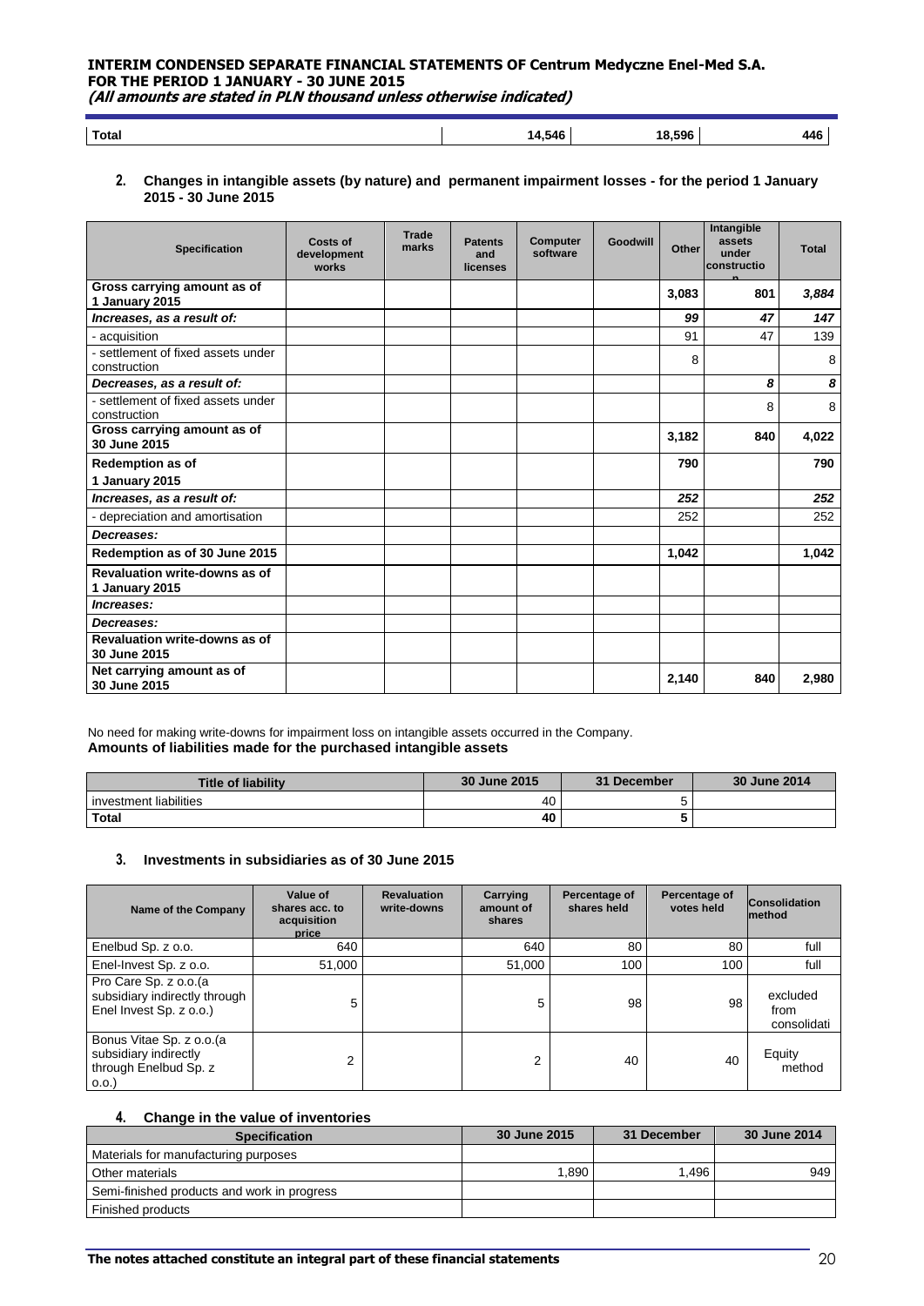| Total | 14,546 | 18,596 | 446 |
|---|---|---|---|

## 2. Changes in intangible assets (by nature) and permanent impairment losses - for the period 1 January 2015 - 30 June 2015

| Specification | Costs of development works | Trade marks | Patents and licenses | Computer software | Goodwill | Other | Intangible assets under construction | Total |
|---|---|---|---|---|---|---|---|---|
| **Gross carrying amount as of 1 January 2015** | | | | | | **3,083** | **801** | ***3,884*** |
| ***Increases, as a result of:*** | | | | | | ***99*** | ***47*** | ***147*** |
| - acquisition | | | | | | 91 | 47 | 139 |
| - settlement of fixed assets under construction | | | | | | 8 | | 8 |
| ***Decreases, as a result of:*** | | | | | | | ***8*** | ***8*** |
| - settlement of fixed assets under construction | | | | | | | 8 | 8 |
| **Gross carrying amount as of 30 June 2015** | | | | | | **3,182** | **840** | **4,022** |
| **Redemption as of 1 January 2015** | | | | | | **790** | | **790** |
| ***Increases, as a result of:*** | | | | | | ***252*** | | ***252*** |
| - depreciation and amortisation | | | | | | 252 | | 252 |
| ***Decreases:*** | | | | | | | | |
| **Redemption as of 30 June 2015** | | | | | | **1,042** | | **1,042** |
| **Revaluation write-downs as of 1 January 2015** | | | | | | | | |
| ***Increases:*** | | | | | | | | |
| ***Decreases:*** | | | | | | | | |
| **Revaluation write-downs as of 30 June 2015** | | | | | | | | |
| **Net carrying amount as of 30 June 2015** | | | | | | **2,140** | **840** | **2,980** |

No need for making write-downs for impairment loss on intangible assets occurred in the Company.

**Amounts of liabilities made for the purchased intangible assets**

| Title of liability | 30 June 2015 | 31 December | 30 June 2014 |
|---|---|---|---|
| investment liabilities | 40 | 5 | |
| **Total** | **40** | **5** | |

## 3. Investments in subsidiaries as of 30 June 2015

| Name of the Company | Value of shares acc. to acquisition price | Revaluation write-downs | Carrying amount of shares | Percentage of shares held | Percentage of votes held | Consolidation method |
|---|---|---|---|---|---|---|
| Enelbud Sp. z o.o. | 640 | | 640 | 80 | 80 | full |
| Enel-Invest Sp. z o.o. | 51,000 | | 51,000 | 100 | 100 | full |
| Pro Care Sp. z o.o.(a subsidiary indirectly through Enel Invest Sp. z o.o.) | 5 | | 5 | 98 | 98 | excluded from consolidati |
| Bonus Vitae Sp. z o.o.(a subsidiary indirectly through Enelbud Sp. z o.o.) | 2 | | 2 | 40 | 40 | Equity method |

## 4. Change in the value of inventories

| Specification | 30 June 2015 | 31 December | 30 June 2014 |
|---|---|---|---|
| Materials for manufacturing purposes | | | |
| Other materials | 1,890 | 1,496 | 949 |
| Semi-finished products and work in progress | | | |
| Finished products | | | |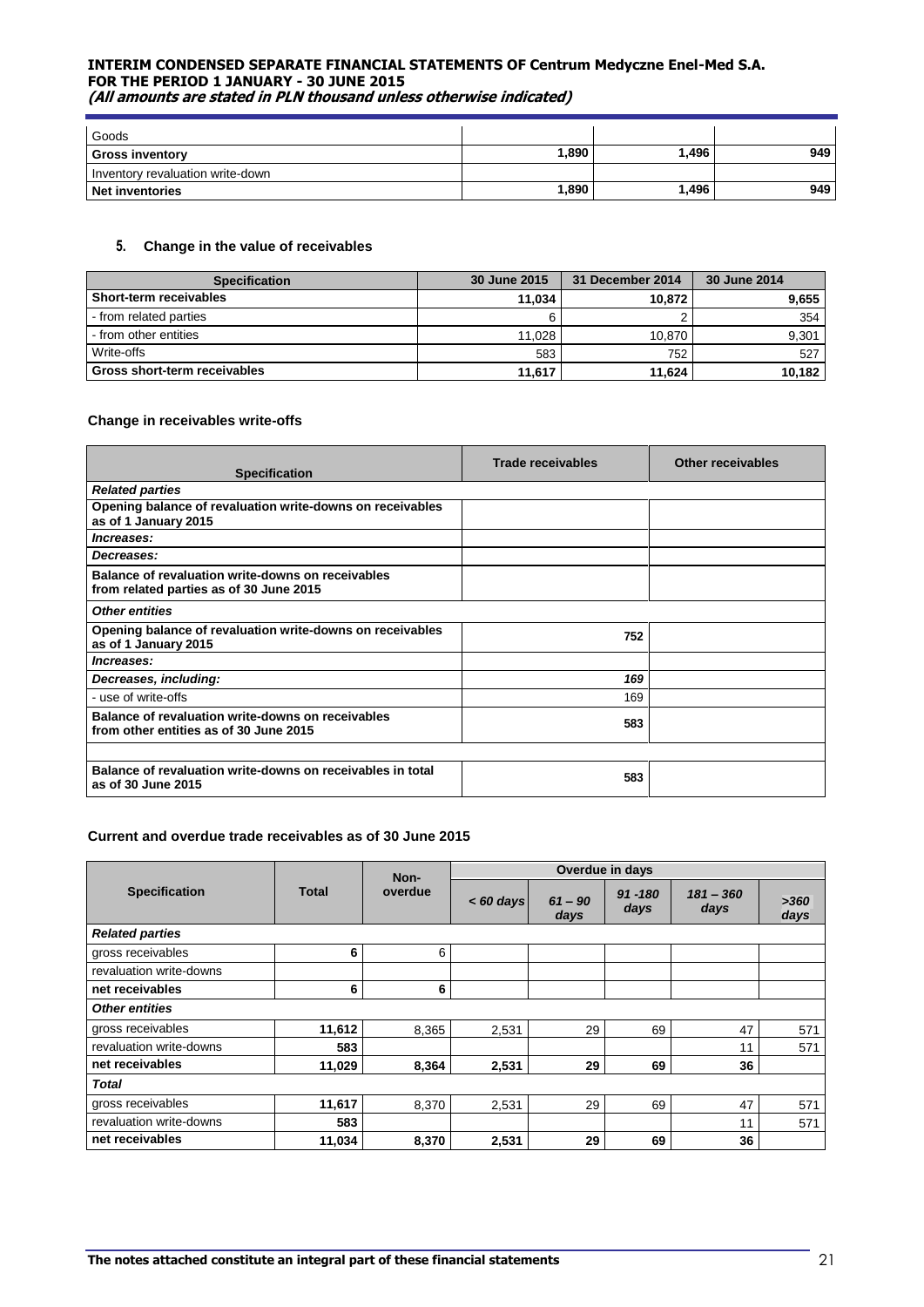| | | | |
|---|---|---|---|
| Goods | | | |
| **Gross inventory** | **1,890** | **1,496** | **949** |
| Inventory revaluation write-down | | | |
| **Net inventories** | **1,890** | **1,496** | **949** |

### 5. Change in the value of receivables

| Specification | 30 June 2015 | 31 December 2014 | 30 June 2014 |
|---|---|---|---|
| **Short-term receivables** | **11,034** | **10,872** | **9,655** |
| - from related parties | 6 | 2 | 354 |
| - from other entities | 11,028 | 10,870 | 9,301 |
| Write-offs | 583 | 752 | 527 |
| **Gross short-term receivables** | **11,617** | **11,624** | **10,182** |

#### Change in receivables write-offs

| Specification | Trade receivables | Other receivables |
|---|---|---|
| ***Related parties*** | | |
| **Opening balance of revaluation write-downs on receivables as of 1 January 2015** | | |
| ***Increases:*** | | |
| ***Decreases:*** | | |
| **Balance of revaluation write-downs on receivables from related parties as of 30 June 2015** | | |
| ***Other entities*** | | |
| **Opening balance of revaluation write-downs on receivables as of 1 January 2015** | **752** | |
| ***Increases:*** | | |
| ***Decreases, including:*** | ***169*** | |
| - use of write-offs | 169 | |
| **Balance of revaluation write-downs on receivables from other entities as of 30 June 2015** | **583** | |
| | | |
| **Balance of revaluation write-downs on receivables in total as of 30 June 2015** | **583** | |

#### Current and overdue trade receivables as of 30 June 2015

| Specification | Total | Non-overdue | Overdue in days | | | | |
|---|---|---|---|---|---|---|---|
| | | | *< 60 days* | *61 – 90 days* | *91 -180 days* | *181 – 360 days* | *>360 days* |
| ***Related parties*** | | | | | | | |
| gross receivables | **6** | 6 | | | | | |
| revaluation write-downs | | | | | | | |
| **net receivables** | **6** | **6** | | | | | |
| ***Other entities*** | | | | | | | |
| gross receivables | **11,612** | 8,365 | 2,531 | 29 | 69 | 47 | 571 |
| revaluation write-downs | **583** | | | | | 11 | 571 |
| **net receivables** | **11,029** | **8,364** | **2,531** | **29** | **69** | **36** | |
| ***Total*** | | | | | | | |
| gross receivables | **11,617** | 8,370 | 2,531 | 29 | 69 | 47 | 571 |
| revaluation write-downs | **583** | | | | | 11 | 571 |
| **net receivables** | **11,034** | **8,370** | **2,531** | **29** | **69** | **36** | |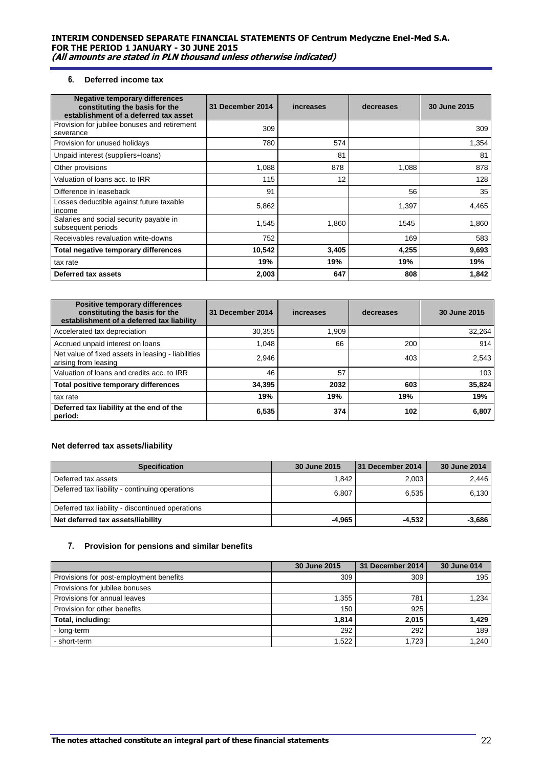## 6. Deferred income tax

| Negative temporary differences constituting the basis for the establishment of a deferred tax asset | 31 December 2014 | increases | decreases | 30 June 2015 |
|---|---|---|---|---|
| Provision for jubilee bonuses and retirement severance | 309 | | | 309 |
| Provision for unused holidays | 780 | 574 | | 1,354 |
| Unpaid interest (suppliers+loans) | | 81 | | 81 |
| Other provisions | 1,088 | 878 | 1,088 | 878 |
| Valuation of loans acc. to IRR | 115 | 12 | | 128 |
| Difference in leaseback | 91 | | 56 | 35 |
| Losses deductible against future taxable income | 5,862 | | 1,397 | 4,465 |
| Salaries and social security payable in subsequent periods | 1,545 | 1,860 | 1545 | 1,860 |
| Receivables revaluation write-downs | 752 | | 169 | 583 |
| **Total negative temporary differences** | **10,542** | **3,405** | **4,255** | **9,693** |
| tax rate | **19%** | **19%** | **19%** | **19%** |
| **Deferred tax assets** | **2,003** | **647** | **808** | **1,842** |

| Positive temporary differences constituting the basis for the establishment of a deferred tax liability | 31 December 2014 | increases | decreases | 30 June 2015 |
|---|---|---|---|---|
| Accelerated tax depreciation | 30,355 | 1,909 | | 32,264 |
| Accrued unpaid interest on loans | 1,048 | 66 | 200 | 914 |
| Net value of fixed assets in leasing - liabilities arising from leasing | 2,946 | | 403 | 2,543 |
| Valuation of loans and credits acc. to IRR | 46 | 57 | | 103 |
| **Total positive temporary differences** | **34,395** | **2032** | **603** | **35,824** |
| tax rate | **19%** | **19%** | **19%** | **19%** |
| **Deferred tax liability at the end of the period:** | **6,535** | **374** | **102** | **6,807** |

### Net deferred tax assets/liability

| Specification | 30 June 2015 | 31 December 2014 | 30 June 2014 |
|---|---|---|---|
| Deferred tax assets | 1,842 | 2,003 | 2,446 |
| Deferred tax liability - continuing operations | 6,807 | 6,535 | 6,130 |
| Deferred tax liability - discontinued operations | | | |
| **Net deferred tax assets/liability** | **-4,965** | **-4,532** | **-3,686** |

## 7. Provision for pensions and similar benefits

| | 30 June 2015 | 31 December 2014 | 30 June 014 |
|---|---|---|---|
| Provisions for post-employment benefits | 309 | 309 | 195 |
| Provisions for jubilee bonuses | | | |
| Provisions for annual leaves | 1,355 | 781 | 1,234 |
| Provision for other benefits | 150 | 925 | |
| **Total, including:** | **1,814** | **2,015** | **1,429** |
| - long-term | 292 | 292 | 189 |
| - short-term | 1,522 | 1,723 | 1,240 |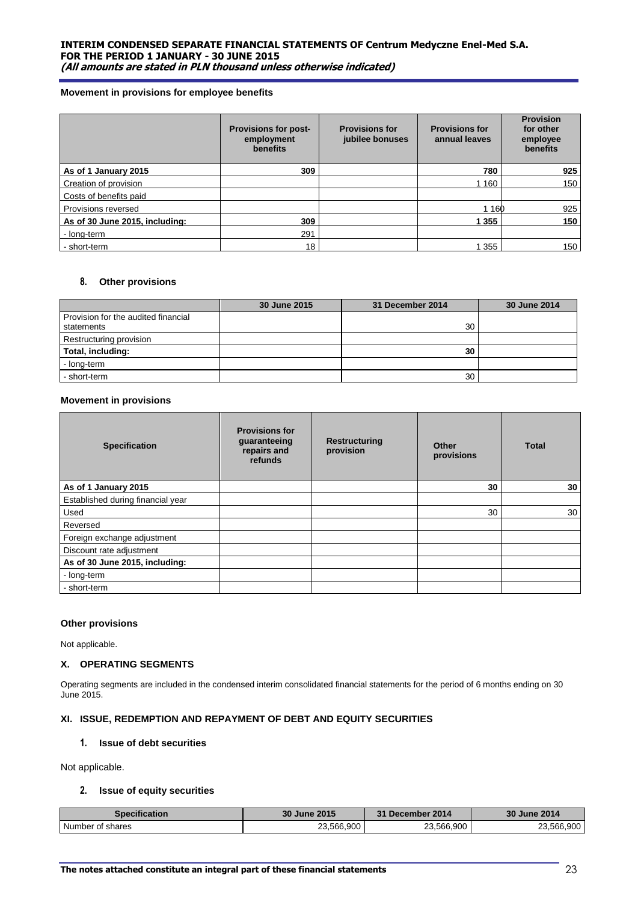### Movement in provisions for employee benefits

| | Provisions for post-employment benefits | Provisions for jubilee bonuses | Provisions for annual leaves | Provision for other employee benefits |
|---|---|---|---|---|
| **As of 1 January 2015** | **309** | | **780** | **925** |
| Creation of provision | | | 1 160 | 150 |
| Costs of benefits paid | | | | |
| Provisions reversed | | | 1 160 | 925 |
| **As of 30 June 2015, including:** | **309** | | **1 355** | **150** |
| - long-term | 291 | | | |
| - short-term | 18 | | 1 355 | 150 |

## 8. Other provisions

| | 30 June 2015 | 31 December 2014 | 30 June 2014 |
|---|---|---|---|
| Provision for the audited financial statements | | 30 | |
| Restructuring provision | | | |
| **Total, including:** | | **30** | |
| - long-term | | | |
| - short-term | | 30 | |

### Movement in provisions

| Specification | Provisions for guaranteeing repairs and refunds | Restructuring provision | Other provisions | Total |
|---|---|---|---|---|
| **As of 1 January 2015** | | | **30** | **30** |
| Established during financial year | | | | |
| Used | | | 30 | 30 |
| Reversed | | | | |
| Foreign exchange adjustment | | | | |
| Discount rate adjustment | | | | |
| **As of 30 June 2015, including:** | | | | |
| - long-term | | | | |
| - short-term | | | | |

### Other provisions

Not applicable.

## X. OPERATING SEGMENTS

Operating segments are included in the condensed interim consolidated financial statements for the period of 6 months ending on 30 June 2015.

## XI. ISSUE, REDEMPTION AND REPAYMENT OF DEBT AND EQUITY SECURITIES

### 1. Issue of debt securities

Not applicable.

### 2. Issue of equity securities

| Specification | 30 June 2015 | 31 December 2014 | 30 June 2014 |
|---|---|---|---|
| Number of shares | 23,566,900 | 23,566,900 | 23,566,900 |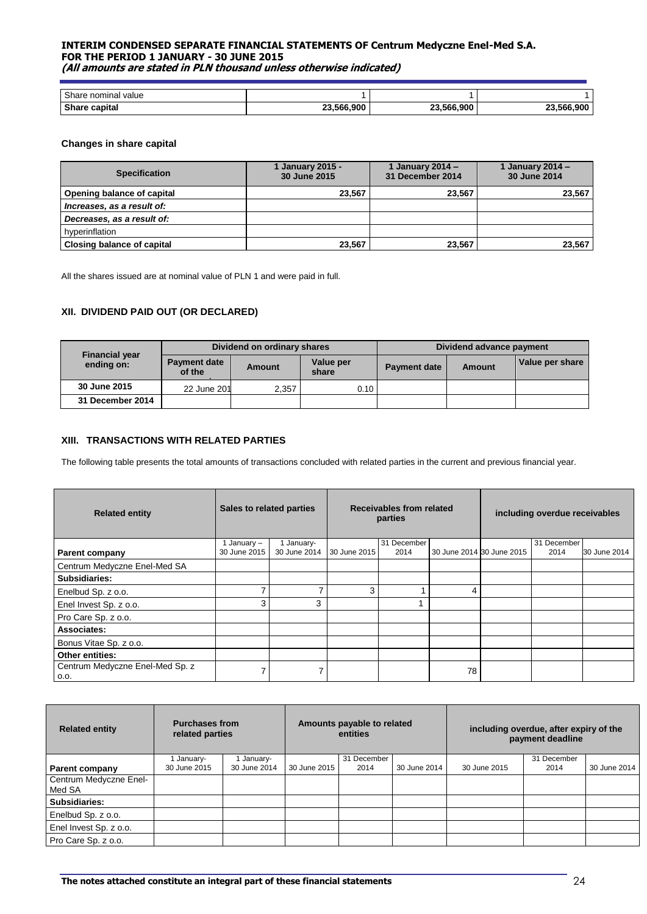| | | | |
|---|---|---|---|
| Share nominal value | 1 | 1 | 1 |
| **Share capital** | **23,566,900** | **23,566,900** | **23,566,900** |

**Changes in share capital**

| Specification | 1 January 2015 - 30 June 2015 | 1 January 2014 – 31 December 2014 | 1 January 2014 – 30 June 2014 |
|---|---|---|---|
| **Opening balance of capital** | 23,567 | 23,567 | 23,567 |
| ***Increases, as a result of:*** | | | |
| ***Decreases, as a result of:*** | | | |
| hyperinflation | | | |
| **Closing balance of capital** | 23,567 | 23,567 | 23,567 |

All the shares issued are at nominal value of PLN 1 and were paid in full.

### XII. DIVIDEND PAID OUT (OR DECLARED)

| Financial year ending on: | Dividend on ordinary shares | | | Dividend advance payment | | |
|---|---|---|---|---|---|---|
| | Payment date of the | Amount | Value per share | Payment date | Amount | Value per share |
| **30 June 2015** | 22 June 201 | 2,357 | 0.10 | | | |
| **31 December 2014** | | | | | | |

### XIII. TRANSACTIONS WITH RELATED PARTIES

The following table presents the total amounts of transactions concluded with related parties in the current and previous financial year.

| Related entity | Sales to related parties | | Receivables from related parties | | | including overdue receivables | | |
|---|---|---|---|---|---|---|---|---|
| **Parent company** | 1 January – 30 June 2015 | 1 January- 30 June 2014 | 30 June 2015 | 31 December 2014 | 30 June 2014 | 30 June 2015 | 31 December 2014 | 30 June 2014 |
| Centrum Medyczne Enel-Med SA | | | | | | | | |
| **Subsidiaries:** | | | | | | | | |
| Enelbud Sp. z o.o. | 7 | 7 | 3 | 1 | 4 | | | |
| Enel Invest Sp. z o.o. | 3 | 3 | | 1 | | | | |
| Pro Care Sp. z o.o. | | | | | | | | |
| **Associates:** | | | | | | | | |
| Bonus Vitae Sp. z o.o. | | | | | | | | |
| **Other entities:** | | | | | | | | |
| Centrum Medyczne Enel-Med Sp. z o.o. | 7 | 7 | | | 78 | | | |

| Related entity | Purchases from related parties | | Amounts payable to related entities | | | including overdue, after expiry of the payment deadline | | |
|---|---|---|---|---|---|---|---|---|
| **Parent company** | 1 January- 30 June 2015 | 1 January- 30 June 2014 | 30 June 2015 | 31 December 2014 | 30 June 2014 | 30 June 2015 | 31 December 2014 | 30 June 2014 |
| Centrum Medyczne Enel-Med SA | | | | | | | | |
| **Subsidiaries:** | | | | | | | | |
| Enelbud Sp. z o.o. | | | | | | | | |
| Enel Invest Sp. z o.o. | | | | | | | | |
| Pro Care Sp. z o.o. | | | | | | | | |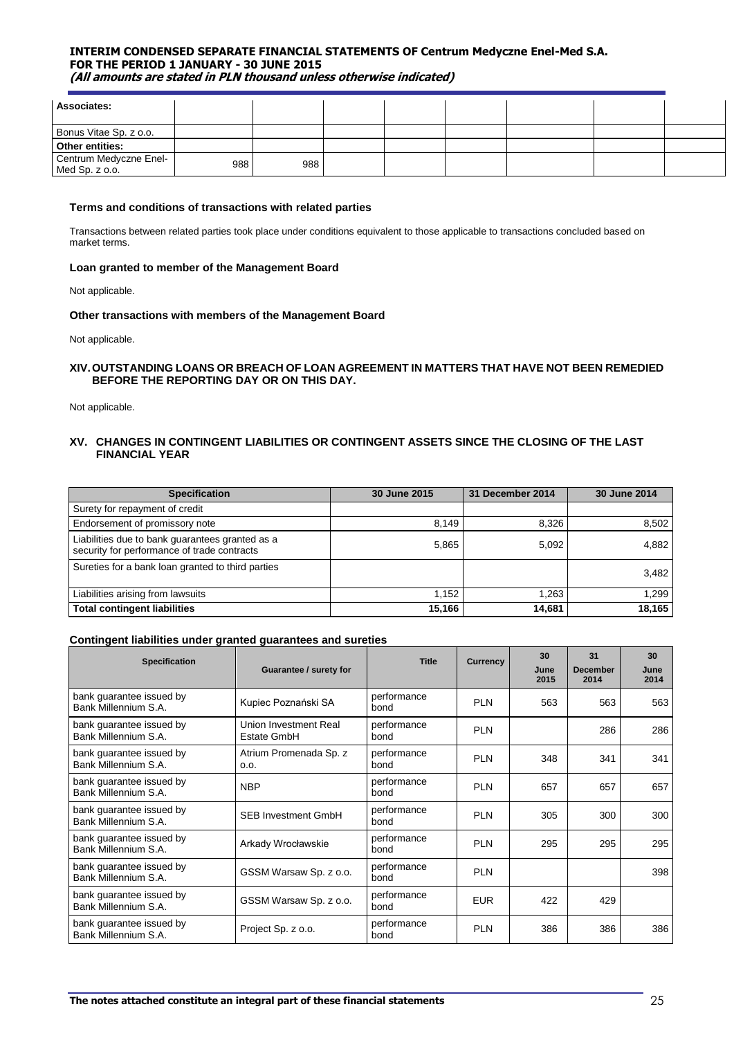| Associates: | | | | | | | | |
|---|---|---|---|---|---|---|---|---|
| Bonus Vitae Sp. z o.o. | | | | | | | | |
| **Other entities:** | | | | | | | | |
| Centrum Medyczne Enel-Med Sp. z o.o. | 988 | 988 | | | | | | |

**Terms and conditions of transactions with related parties**

Transactions between related parties took place under conditions equivalent to those applicable to transactions concluded based on market terms.

**Loan granted to member of the Management Board**

Not applicable.

**Other transactions with members of the Management Board**

Not applicable.

## XIV. OUTSTANDING LOANS OR BREACH OF LOAN AGREEMENT IN MATTERS THAT HAVE NOT BEEN REMEDIED BEFORE THE REPORTING DAY OR ON THIS DAY.

Not applicable.

## XV. CHANGES IN CONTINGENT LIABILITIES OR CONTINGENT ASSETS SINCE THE CLOSING OF THE LAST FINANCIAL YEAR

| Specification | 30 June 2015 | 31 December 2014 | 30 June 2014 |
|---|---|---|---|
| Surety for repayment of credit | | | |
| Endorsement of promissory note | 8,149 | 8,326 | 8,502 |
| Liabilities due to bank guarantees granted as a security for performance of trade contracts | 5,865 | 5,092 | 4,882 |
| Sureties for a bank loan granted to third parties | | | 3,482 |
| Liabilities arising from lawsuits | 1,152 | 1,263 | 1,299 |
| **Total contingent liabilities** | **15,166** | **14,681** | **18,165** |

**Contingent liabilities under granted guarantees and sureties**

| Specification | Guarantee / surety for | Title | Currency | 30 June 2015 | 31 December 2014 | 30 June 2014 |
|---|---|---|---|---|---|---|
| bank guarantee issued by Bank Millennium S.A. | Kupiec Poznański SA | performance bond | PLN | 563 | 563 | 563 |
| bank guarantee issued by Bank Millennium S.A. | Union Investment Real Estate GmbH | performance bond | PLN | | 286 | 286 |
| bank guarantee issued by Bank Millennium S.A. | Atrium Promenada Sp. z o.o. | performance bond | PLN | 348 | 341 | 341 |
| bank guarantee issued by Bank Millennium S.A. | NBP | performance bond | PLN | 657 | 657 | 657 |
| bank guarantee issued by Bank Millennium S.A. | SEB Investment GmbH | performance bond | PLN | 305 | 300 | 300 |
| bank guarantee issued by Bank Millennium S.A. | Arkady Wrocławskie | performance bond | PLN | 295 | 295 | 295 |
| bank guarantee issued by Bank Millennium S.A. | GSSM Warsaw Sp. z o.o. | performance bond | PLN | | | 398 |
| bank guarantee issued by Bank Millennium S.A. | GSSM Warsaw Sp. z o.o. | performance bond | EUR | 422 | 429 | |
| bank guarantee issued by Bank Millennium S.A. | Project Sp. z o.o. | performance bond | PLN | 386 | 386 | 386 |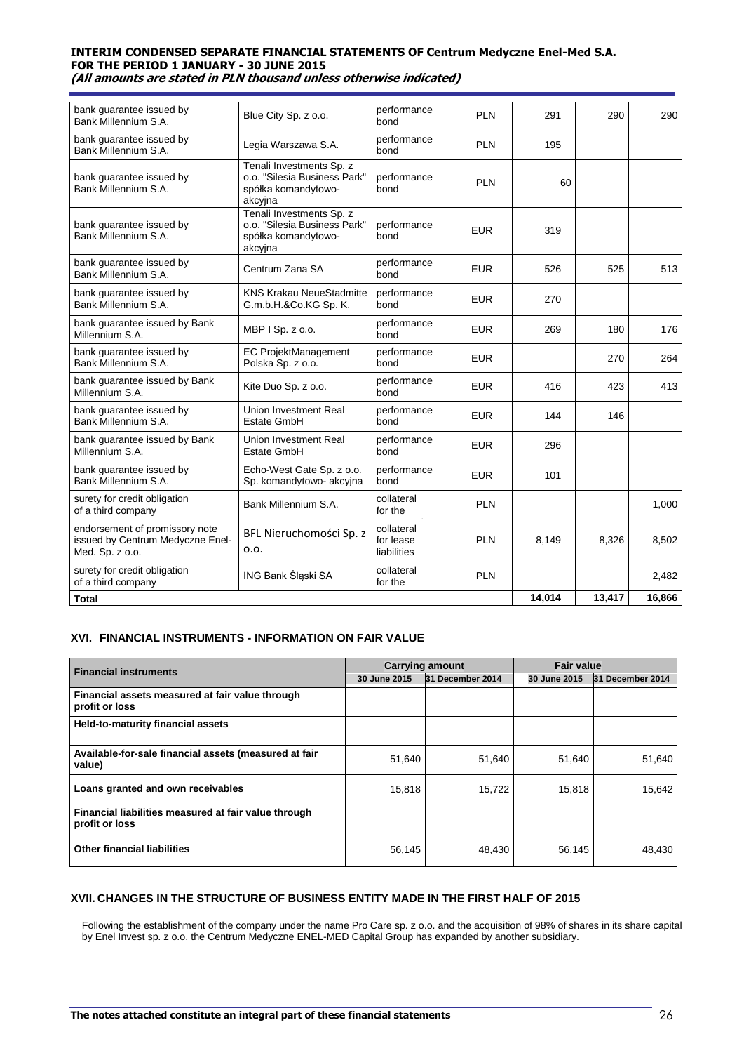| | | | | | | |
|---|---|---|---|---|---|---|
| bank guarantee issued by Bank Millennium S.A. | Blue City Sp. z o.o. | performance bond | PLN | 291 | 290 | 290 |
| bank guarantee issued by Bank Millennium S.A. | Legia Warszawa S.A. | performance bond | PLN | 195 | | |
| bank guarantee issued by Bank Millennium S.A. | Tenali Investments Sp. z o.o. "Silesia Business Park" spółka komandytowo-akcyjna | performance bond | PLN | 60 | | |
| bank guarantee issued by Bank Millennium S.A. | Tenali Investments Sp. z o.o. "Silesia Business Park" spółka komandytowo-akcyjna | performance bond | EUR | 319 | | |
| bank guarantee issued by Bank Millennium S.A. | Centrum Zana SA | performance bond | EUR | 526 | 525 | 513 |
| bank guarantee issued by Bank Millennium S.A. | KNS Krakau NeueStadmitte G.m.b.H.&Co.KG Sp. K. | performance bond | EUR | 270 | | |
| bank guarantee issued by Bank Millennium S.A. | MBP I Sp. z o.o. | performance bond | EUR | 269 | 180 | 176 |
| bank guarantee issued by Bank Millennium S.A. | EC ProjektManagement Polska Sp. z o.o. | performance bond | EUR | | 270 | 264 |
| bank guarantee issued by Bank Millennium S.A. | Kite Duo Sp. z o.o. | performance bond | EUR | 416 | 423 | 413 |
| bank guarantee issued by Bank Millennium S.A. | Union Investment Real Estate GmbH | performance bond | EUR | 144 | 146 | |
| bank guarantee issued by Bank Millennium S.A. | Union Investment Real Estate GmbH | performance bond | EUR | 296 | | |
| bank guarantee issued by Bank Millennium S.A. | Echo-West Gate Sp. z o.o. Sp. komandytowo- akcyjna | performance bond | EUR | 101 | | |
| surety for credit obligation of a third company | Bank Millennium S.A. | collateral for the | PLN | | | 1,000 |
| endorsement of promissory note issued by Centrum Medyczne Enel-Med. Sp. z o.o. | BFL Nieruchomości Sp. z o.o. | collateral for lease liabilities | PLN | 8,149 | 8,326 | 8,502 |
| surety for credit obligation of a third company | ING Bank Śląski SA | collateral for the | PLN | | | 2,482 |
| **Total** | | | | **14,014** | **13,417** | **16,866** |

## XVI. FINANCIAL INSTRUMENTS - INFORMATION ON FAIR VALUE

| Financial instruments | Carrying amount | | Fair value | |
|---|---|---|---|---|
| | 30 June 2015 | 31 December 2014 | 30 June 2015 | 31 December 2014 |
| **Financial assets measured at fair value through profit or loss** | | | | |
| **Held-to-maturity financial assets** | | | | |
| **Available-for-sale financial assets (measured at fair value)** | 51,640 | 51,640 | 51,640 | 51,640 |
| **Loans granted and own receivables** | 15,818 | 15,722 | 15,818 | 15,642 |
| **Financial liabilities measured at fair value through profit or loss** | | | | |
| **Other financial liabilities** | 56,145 | 48,430 | 56,145 | 48,430 |

## XVII. CHANGES IN THE STRUCTURE OF BUSINESS ENTITY MADE IN THE FIRST HALF OF 2015

Following the establishment of the company under the name Pro Care sp. z o.o. and the acquisition of 98% of shares in its share capital by Enel Invest sp. z o.o. the Centrum Medyczne ENEL-MED Capital Group has expanded by another subsidiary.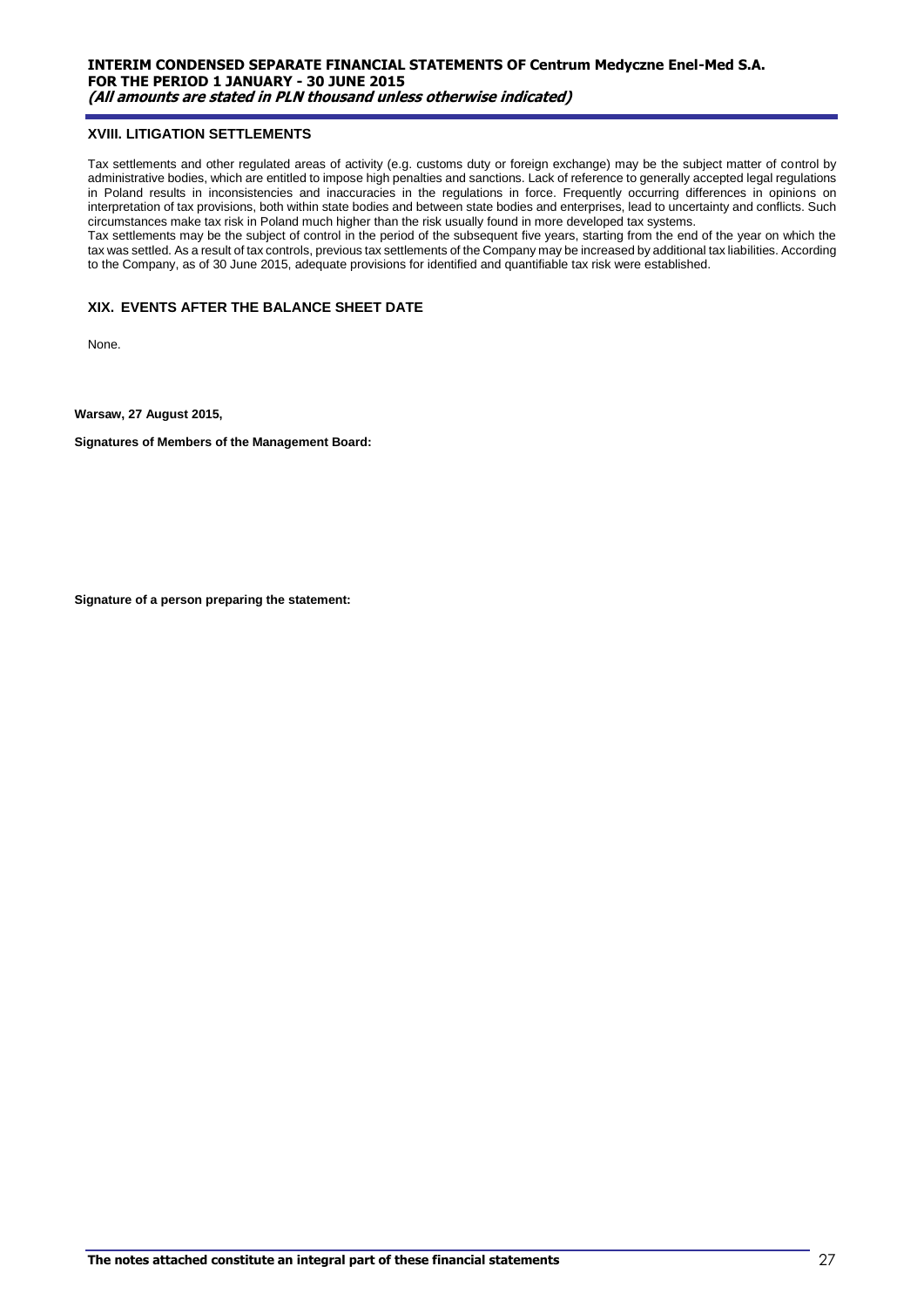## XVIII. LITIGATION SETTLEMENTS

Tax settlements and other regulated areas of activity (e.g. customs duty or foreign exchange) may be the subject matter of control by administrative bodies, which are entitled to impose high penalties and sanctions. Lack of reference to generally accepted legal regulations in Poland results in inconsistencies and inaccuracies in the regulations in force. Frequently occurring differences in opinions on interpretation of tax provisions, both within state bodies and between state bodies and enterprises, lead to uncertainty and conflicts. Such circumstances make tax risk in Poland much higher than the risk usually found in more developed tax systems.

Tax settlements may be the subject of control in the period of the subsequent five years, starting from the end of the year on which the tax was settled. As a result of tax controls, previous tax settlements of the Company may be increased by additional tax liabilities. According to the Company, as of 30 June 2015, adequate provisions for identified and quantifiable tax risk were established.

## XIX. EVENTS AFTER THE BALANCE SHEET DATE

None.

**Warsaw, 27 August 2015,**

**Signatures of Members of the Management Board:**

**Signature of a person preparing the statement:**